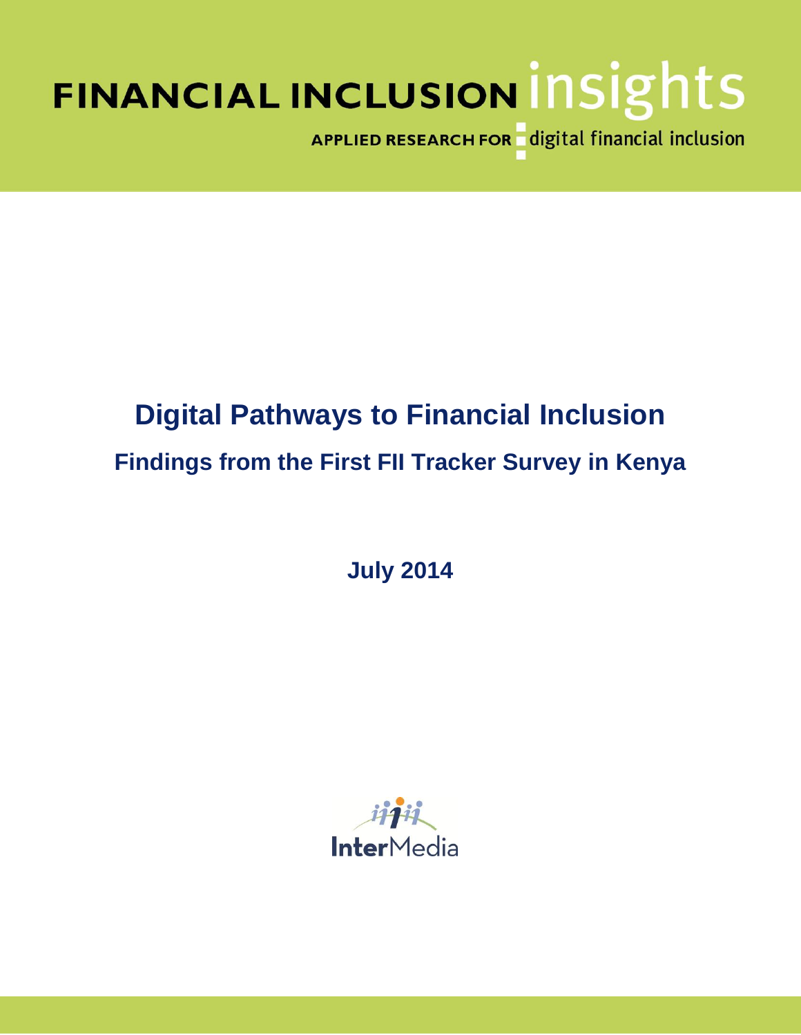FINANCIAL INCLUSION insights

APPLIED RESEARCH FOR digital financial inclusion

# Digital Pathways to Financial Inclusion

## Findings from the First FII Tracker Survey in Kenya

**July 2014**

InterMedia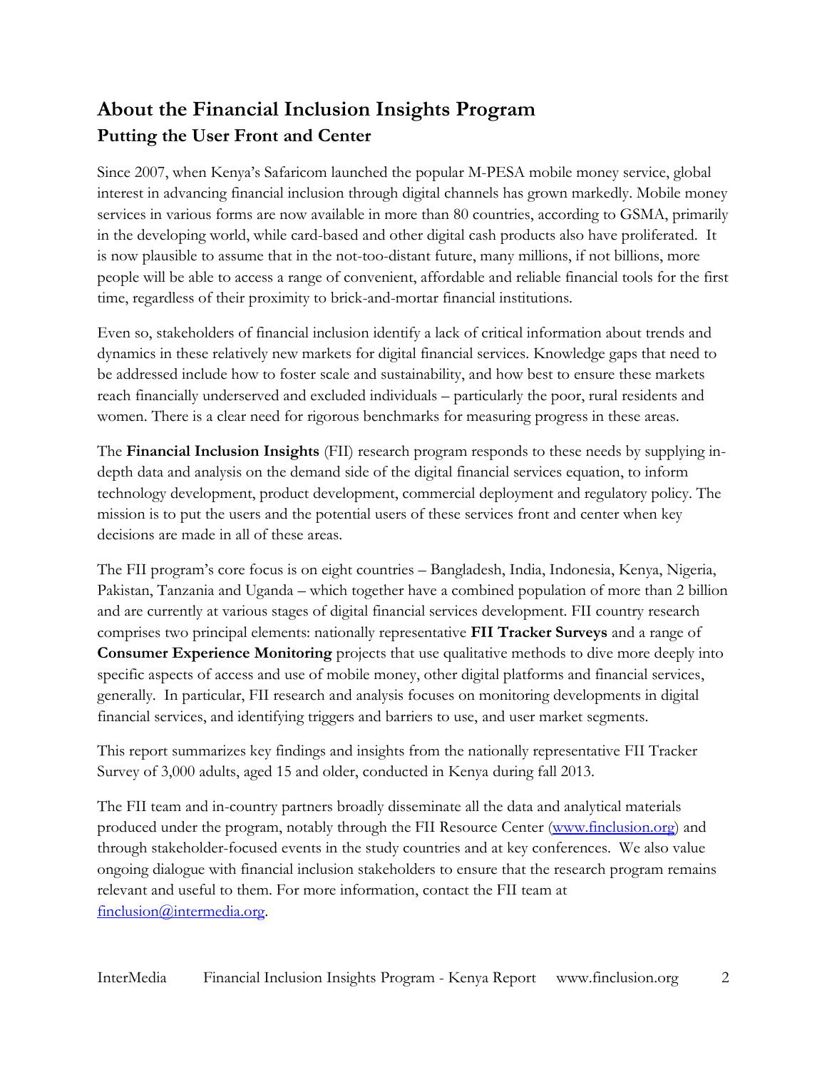# About the Financial Inclusion Insights Program

## Putting the User Front and Center

Since 2007, when Kenya's Safaricom launched the popular M-PESA mobile money service, global interest in advancing financial inclusion through digital channels has grown markedly. Mobile money services in various forms are now available in more than 80 countries, according to GSMA, primarily in the developing world, while card-based and other digital cash products also have proliferated. It is now plausible to assume that in the not-too-distant future, many millions, if not billions, more people will be able to access a range of convenient, affordable and reliable financial tools for the first time, regardless of their proximity to brick-and-mortar financial institutions.

Even so, stakeholders of financial inclusion identify a lack of critical information about trends and dynamics in these relatively new markets for digital financial services. Knowledge gaps that need to be addressed include how to foster scale and sustainability, and how best to ensure these markets reach financially underserved and excluded individuals – particularly the poor, rural residents and women. There is a clear need for rigorous benchmarks for measuring progress in these areas.

The **Financial Inclusion Insights** (FII) research program responds to these needs by supplying in-depth data and analysis on the demand side of the digital financial services equation, to inform technology development, product development, commercial deployment and regulatory policy. The mission is to put the users and the potential users of these services front and center when key decisions are made in all of these areas.

The FII program's core focus is on eight countries – Bangladesh, India, Indonesia, Kenya, Nigeria, Pakistan, Tanzania and Uganda – which together have a combined population of more than 2 billion and are currently at various stages of digital financial services development. FII country research comprises two principal elements: nationally representative **FII Tracker Surveys** and a range of **Consumer Experience Monitoring** projects that use qualitative methods to dive more deeply into specific aspects of access and use of mobile money, other digital platforms and financial services, generally. In particular, FII research and analysis focuses on monitoring developments in digital financial services, and identifying triggers and barriers to use, and user market segments.

This report summarizes key findings and insights from the nationally representative FII Tracker Survey of 3,000 adults, aged 15 and older, conducted in Kenya during fall 2013.

The FII team and in-country partners broadly disseminate all the data and analytical materials produced under the program, notably through the FII Resource Center (www.finclusion.org) and through stakeholder-focused events in the study countries and at key conferences. We also value ongoing dialogue with financial inclusion stakeholders to ensure that the research program remains relevant and useful to them. For more information, contact the FII team at finclusion@intermedia.org.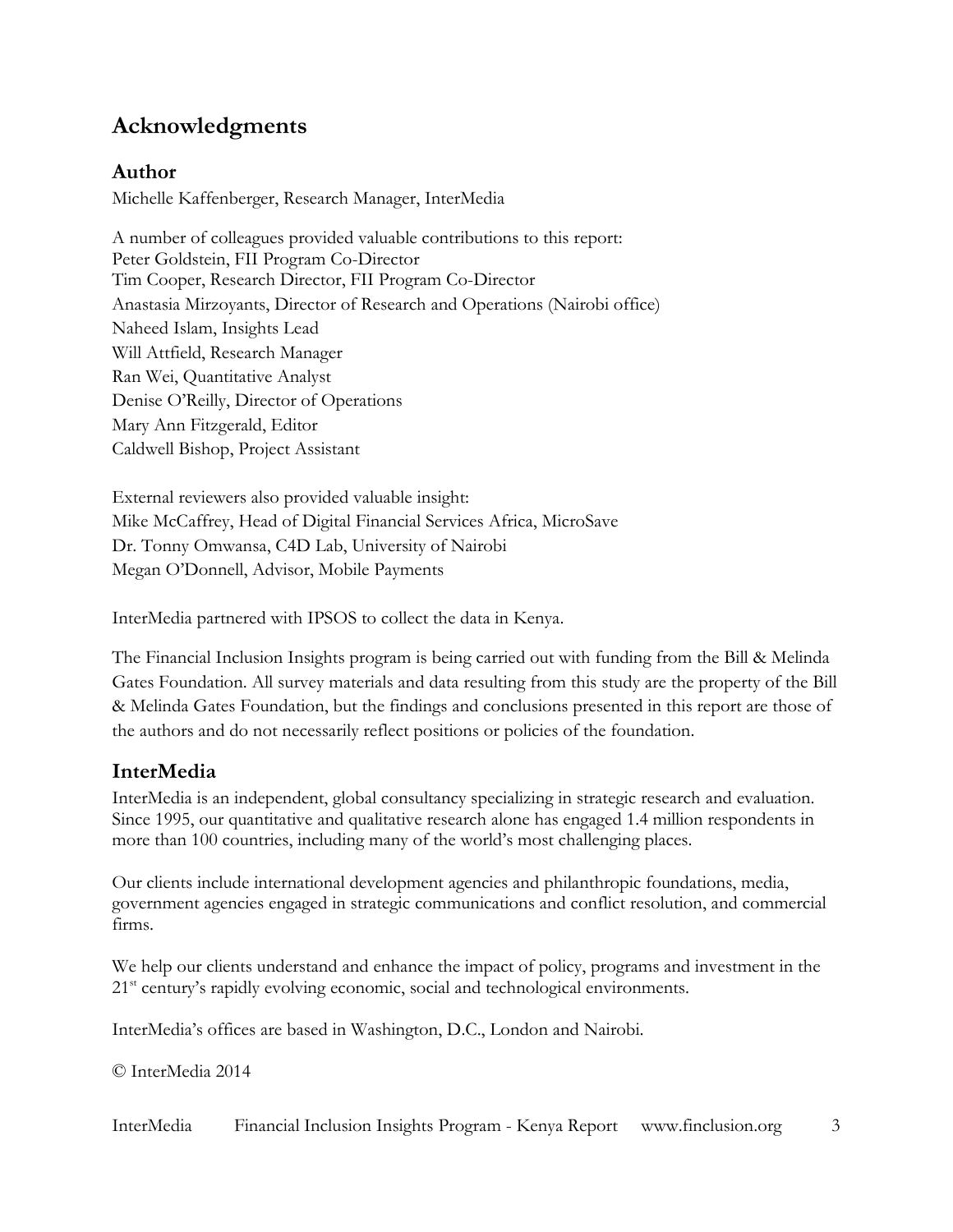## Acknowledgments

### Author

Michelle Kaffenberger, Research Manager, InterMedia

A number of colleagues provided valuable contributions to this report:
Peter Goldstein, FII Program Co-Director
Tim Cooper, Research Director, FII Program Co-Director
Anastasia Mirzoyants, Director of Research and Operations (Nairobi office)
Naheed Islam, Insights Lead
Will Attfield, Research Manager
Ran Wei, Quantitative Analyst
Denise O'Reilly, Director of Operations
Mary Ann Fitzgerald, Editor
Caldwell Bishop, Project Assistant

External reviewers also provided valuable insight:
Mike McCaffrey, Head of Digital Financial Services Africa, MicroSave
Dr. Tonny Omwansa, C4D Lab, University of Nairobi
Megan O'Donnell, Advisor, Mobile Payments

InterMedia partnered with IPSOS to collect the data in Kenya.

The Financial Inclusion Insights program is being carried out with funding from the Bill & Melinda Gates Foundation. All survey materials and data resulting from this study are the property of the Bill & Melinda Gates Foundation, but the findings and conclusions presented in this report are those of the authors and do not necessarily reflect positions or policies of the foundation.

### InterMedia

InterMedia is an independent, global consultancy specializing in strategic research and evaluation. Since 1995, our quantitative and qualitative research alone has engaged 1.4 million respondents in more than 100 countries, including many of the world's most challenging places.

Our clients include international development agencies and philanthropic foundations, media, government agencies engaged in strategic communications and conflict resolution, and commercial firms.

We help our clients understand and enhance the impact of policy, programs and investment in the 21st century's rapidly evolving economic, social and technological environments.

InterMedia's offices are based in Washington, D.C., London and Nairobi.

© InterMedia 2014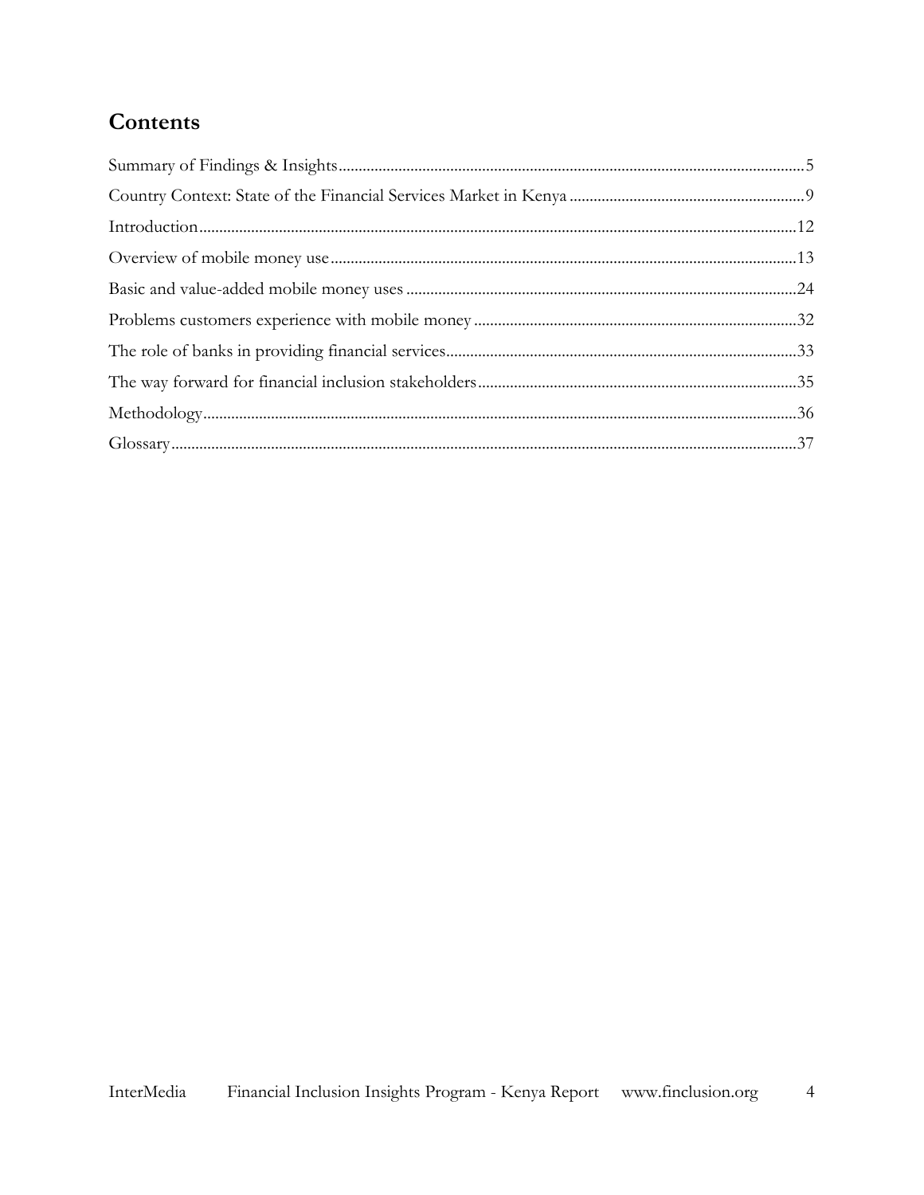# Contents

Summary of Findings & Insights....5

Country Context: State of the Financial Services Market in Kenya....9

Introduction....12

Overview of mobile money use....13

Basic and value-added mobile money uses....24

Problems customers experience with mobile money....32

The role of banks in providing financial services....33

The way forward for financial inclusion stakeholders....35

Methodology....36

Glossary....37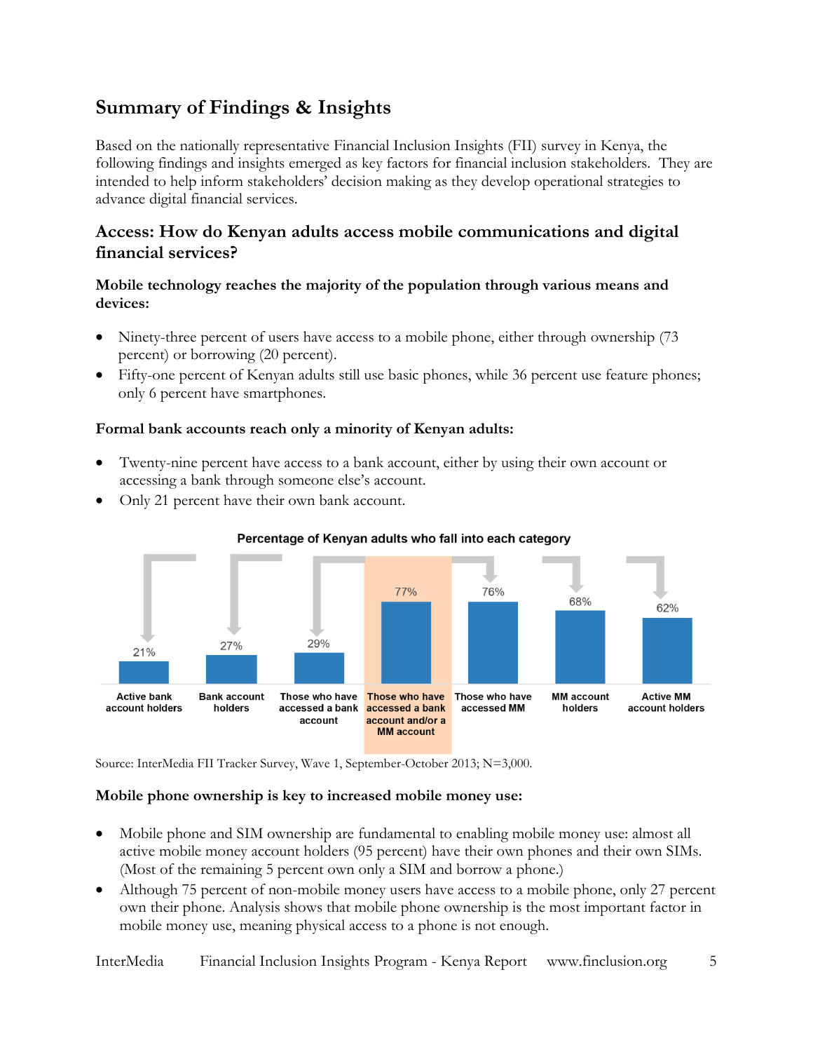## Summary of Findings & Insights

Based on the nationally representative Financial Inclusion Insights (FII) survey in Kenya, the following findings and insights emerged as key factors for financial inclusion stakeholders. They are intended to help inform stakeholders' decision making as they develop operational strategies to advance digital financial services.

### Access: How do Kenyan adults access mobile communications and digital financial services?

**Mobile technology reaches the majority of the population through various means and devices:**

- Ninety-three percent of users have access to a mobile phone, either through ownership (73 percent) or borrowing (20 percent).
- Fifty-one percent of Kenyan adults still use basic phones, while 36 percent use feature phones; only 6 percent have smartphones.

**Formal bank accounts reach only a minority of Kenyan adults:**

- Twenty-nine percent have access to a bank account, either by using their own account or accessing a bank through someone else's account.
- Only 21 percent have their own bank account.

**Percentage of Kenyan adults who fall into each category**

| Active bank account holders | Bank account holders | Those who have accessed a bank account | Those who have accessed a bank account and/or a MM account | Those who have accessed MM | MM account holders | Active MM account holders |
|---|---|---|---|---|---|---|
| 21% | 27% | 29% | 77% | 76% | 68% | 62% |

Source: InterMedia FII Tracker Survey, Wave 1, September-October 2013; N=3,000.

**Mobile phone ownership is key to increased mobile money use:**

- Mobile phone and SIM ownership are fundamental to enabling mobile money use: almost all active mobile money account holders (95 percent) have their own phones and their own SIMs. (Most of the remaining 5 percent own only a SIM and borrow a phone.)
- Although 75 percent of non-mobile money users have access to a mobile phone, only 27 percent own their phone. Analysis shows that mobile phone ownership is the most important factor in mobile money use, meaning physical access to a phone is not enough.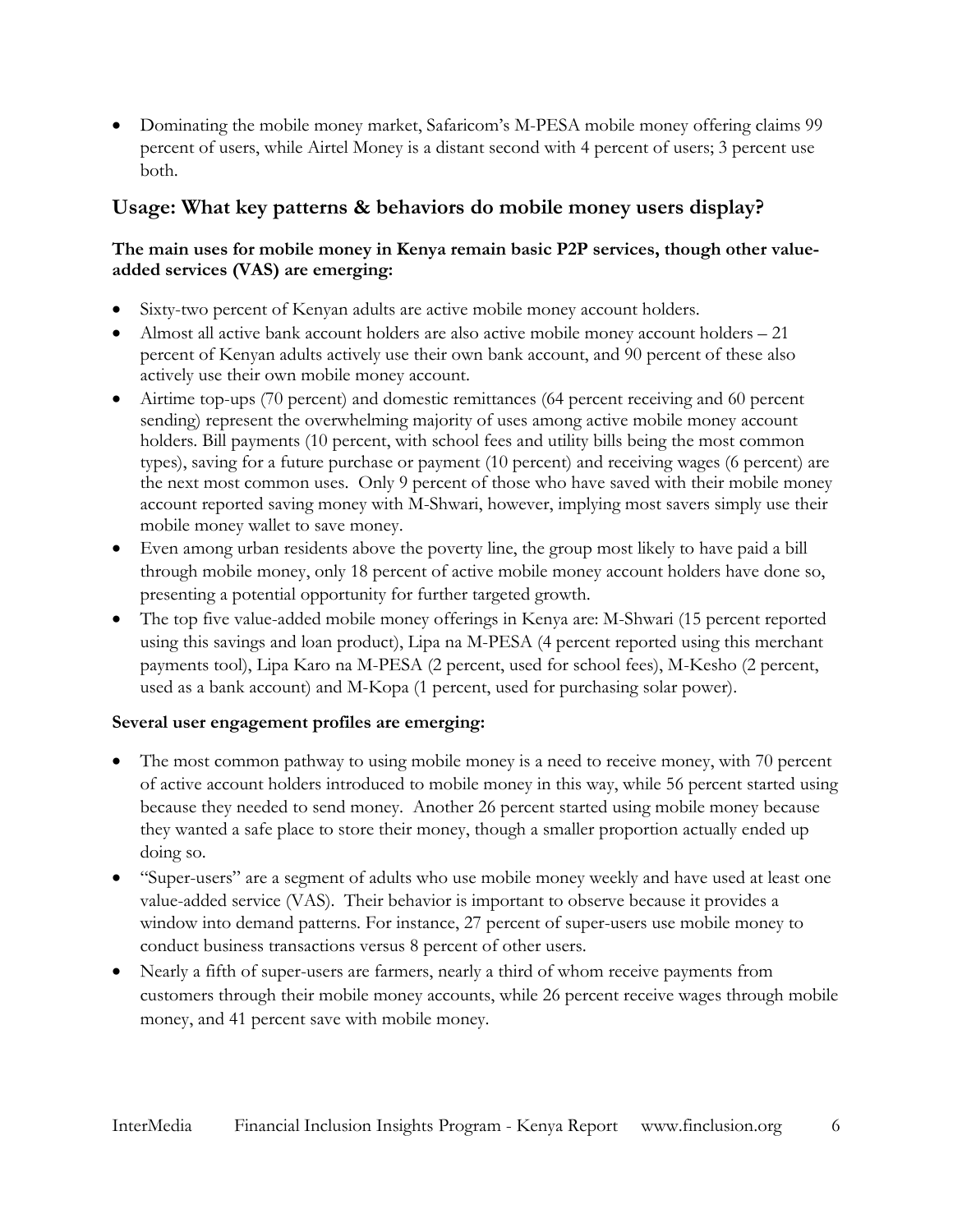- Dominating the mobile money market, Safaricom's M-PESA mobile money offering claims 99 percent of users, while Airtel Money is a distant second with 4 percent of users; 3 percent use both.

## Usage: What key patterns & behaviors do mobile money users display?

**The main uses for mobile money in Kenya remain basic P2P services, though other value-added services (VAS) are emerging:**

- Sixty-two percent of Kenyan adults are active mobile money account holders.
- Almost all active bank account holders are also active mobile money account holders – 21 percent of Kenyan adults actively use their own bank account, and 90 percent of these also actively use their own mobile money account.
- Airtime top-ups (70 percent) and domestic remittances (64 percent receiving and 60 percent sending) represent the overwhelming majority of uses among active mobile money account holders. Bill payments (10 percent, with school fees and utility bills being the most common types), saving for a future purchase or payment (10 percent) and receiving wages (6 percent) are the next most common uses. Only 9 percent of those who have saved with their mobile money account reported saving money with M-Shwari, however, implying most savers simply use their mobile money wallet to save money.
- Even among urban residents above the poverty line, the group most likely to have paid a bill through mobile money, only 18 percent of active mobile money account holders have done so, presenting a potential opportunity for further targeted growth.
- The top five value-added mobile money offerings in Kenya are: M-Shwari (15 percent reported using this savings and loan product), Lipa na M-PESA (4 percent reported using this merchant payments tool), Lipa Karo na M-PESA (2 percent, used for school fees), M-Kesho (2 percent, used as a bank account) and M-Kopa (1 percent, used for purchasing solar power).

**Several user engagement profiles are emerging:**

- The most common pathway to using mobile money is a need to receive money, with 70 percent of active account holders introduced to mobile money in this way, while 56 percent started using because they needed to send money. Another 26 percent started using mobile money because they wanted a safe place to store their money, though a smaller proportion actually ended up doing so.
- "Super-users" are a segment of adults who use mobile money weekly and have used at least one value-added service (VAS). Their behavior is important to observe because it provides a window into demand patterns. For instance, 27 percent of super-users use mobile money to conduct business transactions versus 8 percent of other users.
- Nearly a fifth of super-users are farmers, nearly a third of whom receive payments from customers through their mobile money accounts, while 26 percent receive wages through mobile money, and 41 percent save with mobile money.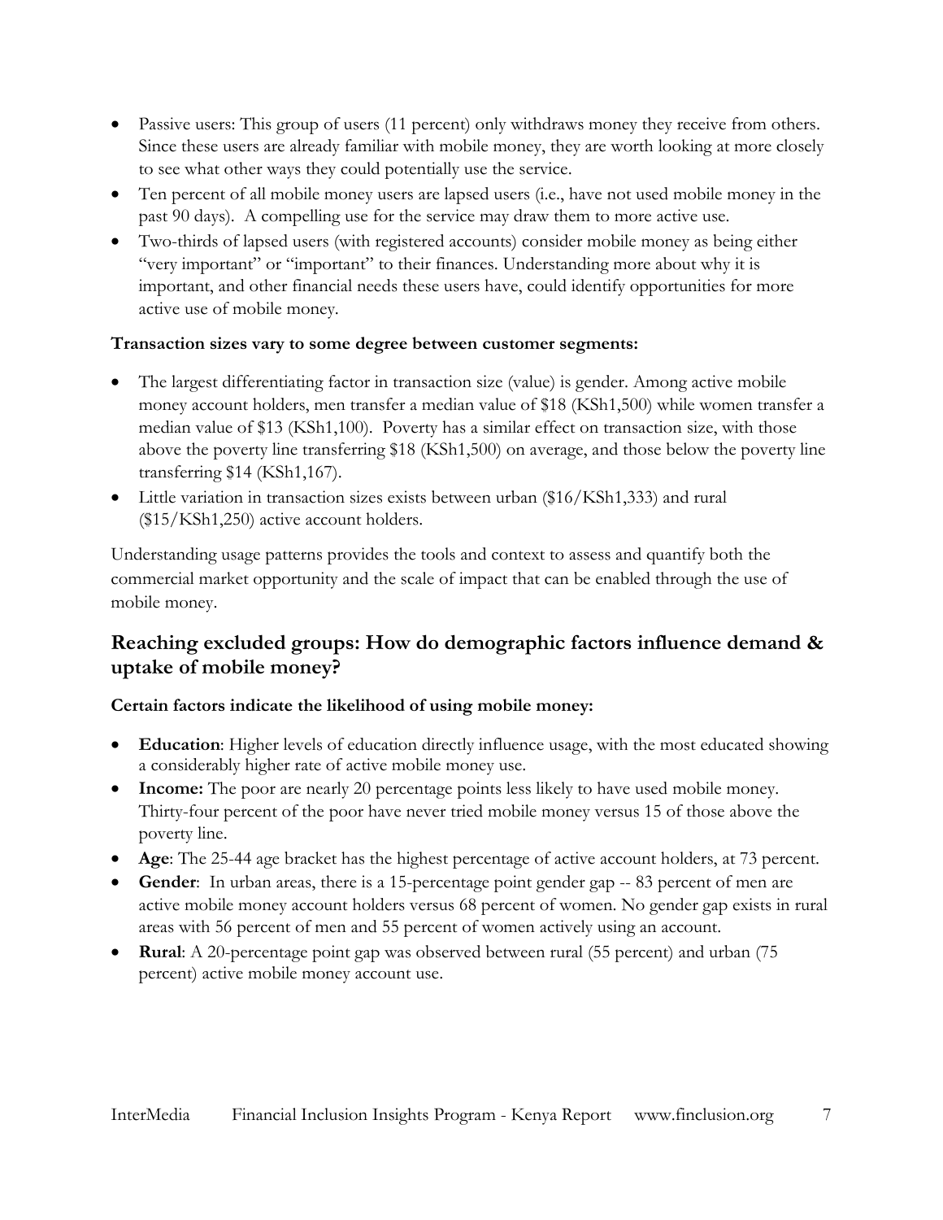- Passive users: This group of users (11 percent) only withdraws money they receive from others. Since these users are already familiar with mobile money, they are worth looking at more closely to see what other ways they could potentially use the service.
- Ten percent of all mobile money users are lapsed users (i.e., have not used mobile money in the past 90 days). A compelling use for the service may draw them to more active use.
- Two-thirds of lapsed users (with registered accounts) consider mobile money as being either "very important" or "important" to their finances. Understanding more about why it is important, and other financial needs these users have, could identify opportunities for more active use of mobile money.

**Transaction sizes vary to some degree between customer segments:**

- The largest differentiating factor in transaction size (value) is gender. Among active mobile money account holders, men transfer a median value of $18 (KSh1,500) while women transfer a median value of $13 (KSh1,100). Poverty has a similar effect on transaction size, with those above the poverty line transferring $18 (KSh1,500) on average, and those below the poverty line transferring $14 (KSh1,167).
- Little variation in transaction sizes exists between urban ($16/KSh1,333) and rural ($15/KSh1,250) active account holders.

Understanding usage patterns provides the tools and context to assess and quantify both the commercial market opportunity and the scale of impact that can be enabled through the use of mobile money.

## Reaching excluded groups: How do demographic factors influence demand & uptake of mobile money?

**Certain factors indicate the likelihood of using mobile money:**

- **Education**: Higher levels of education directly influence usage, with the most educated showing a considerably higher rate of active mobile money use.
- **Income:** The poor are nearly 20 percentage points less likely to have used mobile money. Thirty-four percent of the poor have never tried mobile money versus 15 of those above the poverty line.
- **Age**: The 25-44 age bracket has the highest percentage of active account holders, at 73 percent.
- **Gender**: In urban areas, there is a 15-percentage point gender gap -- 83 percent of men are active mobile money account holders versus 68 percent of women. No gender gap exists in rural areas with 56 percent of men and 55 percent of women actively using an account.
- **Rural**: A 20-percentage point gap was observed between rural (55 percent) and urban (75 percent) active mobile money account use.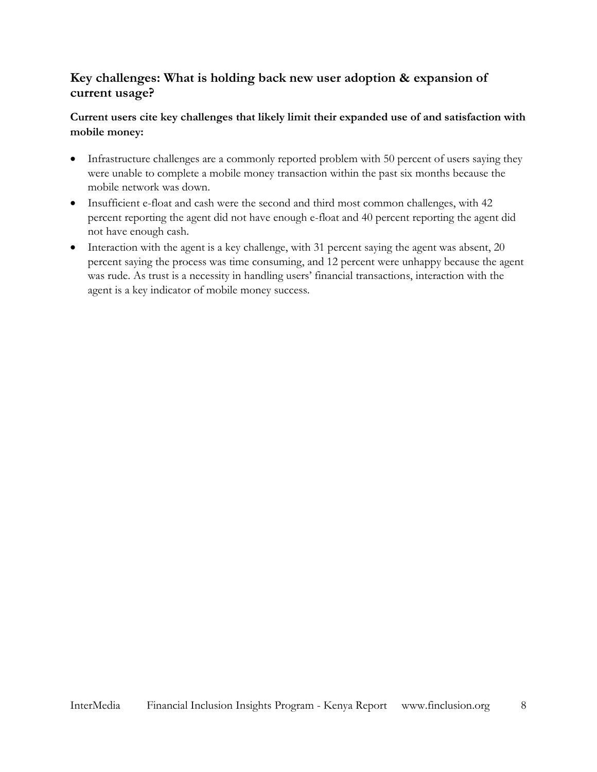## Key challenges: What is holding back new user adoption & expansion of current usage?

**Current users cite key challenges that likely limit their expanded use of and satisfaction with mobile money:**

- Infrastructure challenges are a commonly reported problem with 50 percent of users saying they were unable to complete a mobile money transaction within the past six months because the mobile network was down.
- Insufficient e-float and cash were the second and third most common challenges, with 42 percent reporting the agent did not have enough e-float and 40 percent reporting the agent did not have enough cash.
- Interaction with the agent is a key challenge, with 31 percent saying the agent was absent, 20 percent saying the process was time consuming, and 12 percent were unhappy because the agent was rude. As trust is a necessity in handling users' financial transactions, interaction with the agent is a key indicator of mobile money success.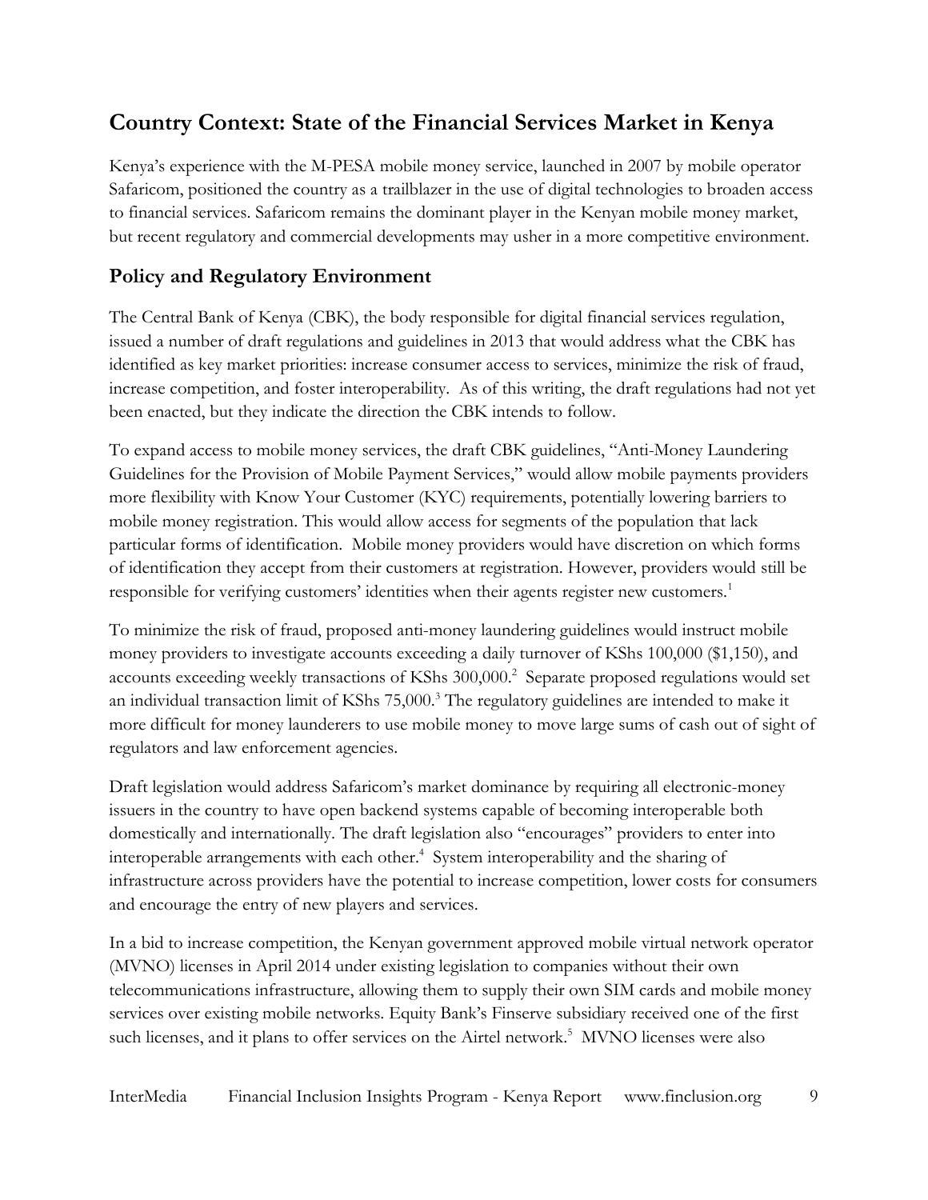## Country Context: State of the Financial Services Market in Kenya

Kenya's experience with the M-PESA mobile money service, launched in 2007 by mobile operator Safaricom, positioned the country as a trailblazer in the use of digital technologies to broaden access to financial services. Safaricom remains the dominant player in the Kenyan mobile money market, but recent regulatory and commercial developments may usher in a more competitive environment.

### Policy and Regulatory Environment

The Central Bank of Kenya (CBK), the body responsible for digital financial services regulation, issued a number of draft regulations and guidelines in 2013 that would address what the CBK has identified as key market priorities: increase consumer access to services, minimize the risk of fraud, increase competition, and foster interoperability. As of this writing, the draft regulations had not yet been enacted, but they indicate the direction the CBK intends to follow.

To expand access to mobile money services, the draft CBK guidelines, "Anti-Money Laundering Guidelines for the Provision of Mobile Payment Services," would allow mobile payments providers more flexibility with Know Your Customer (KYC) requirements, potentially lowering barriers to mobile money registration. This would allow access for segments of the population that lack particular forms of identification. Mobile money providers would have discretion on which forms of identification they accept from their customers at registration. However, providers would still be responsible for verifying customers' identities when their agents register new customers.[1]

To minimize the risk of fraud, proposed anti-money laundering guidelines would instruct mobile money providers to investigate accounts exceeding a daily turnover of KShs 100,000 ($1,150), and accounts exceeding weekly transactions of KShs 300,000.[2] Separate proposed regulations would set an individual transaction limit of KShs 75,000.[3] The regulatory guidelines are intended to make it more difficult for money launderers to use mobile money to move large sums of cash out of sight of regulators and law enforcement agencies.

Draft legislation would address Safaricom's market dominance by requiring all electronic-money issuers in the country to have open backend systems capable of becoming interoperable both domestically and internationally. The draft legislation also "encourages" providers to enter into interoperable arrangements with each other.[4] System interoperability and the sharing of infrastructure across providers have the potential to increase competition, lower costs for consumers and encourage the entry of new players and services.

In a bid to increase competition, the Kenyan government approved mobile virtual network operator (MVNO) licenses in April 2014 under existing legislation to companies without their own telecommunications infrastructure, allowing them to supply their own SIM cards and mobile money services over existing mobile networks. Equity Bank's Finserve subsidiary received one of the first such licenses, and it plans to offer services on the Airtel network.[5] MVNO licenses were also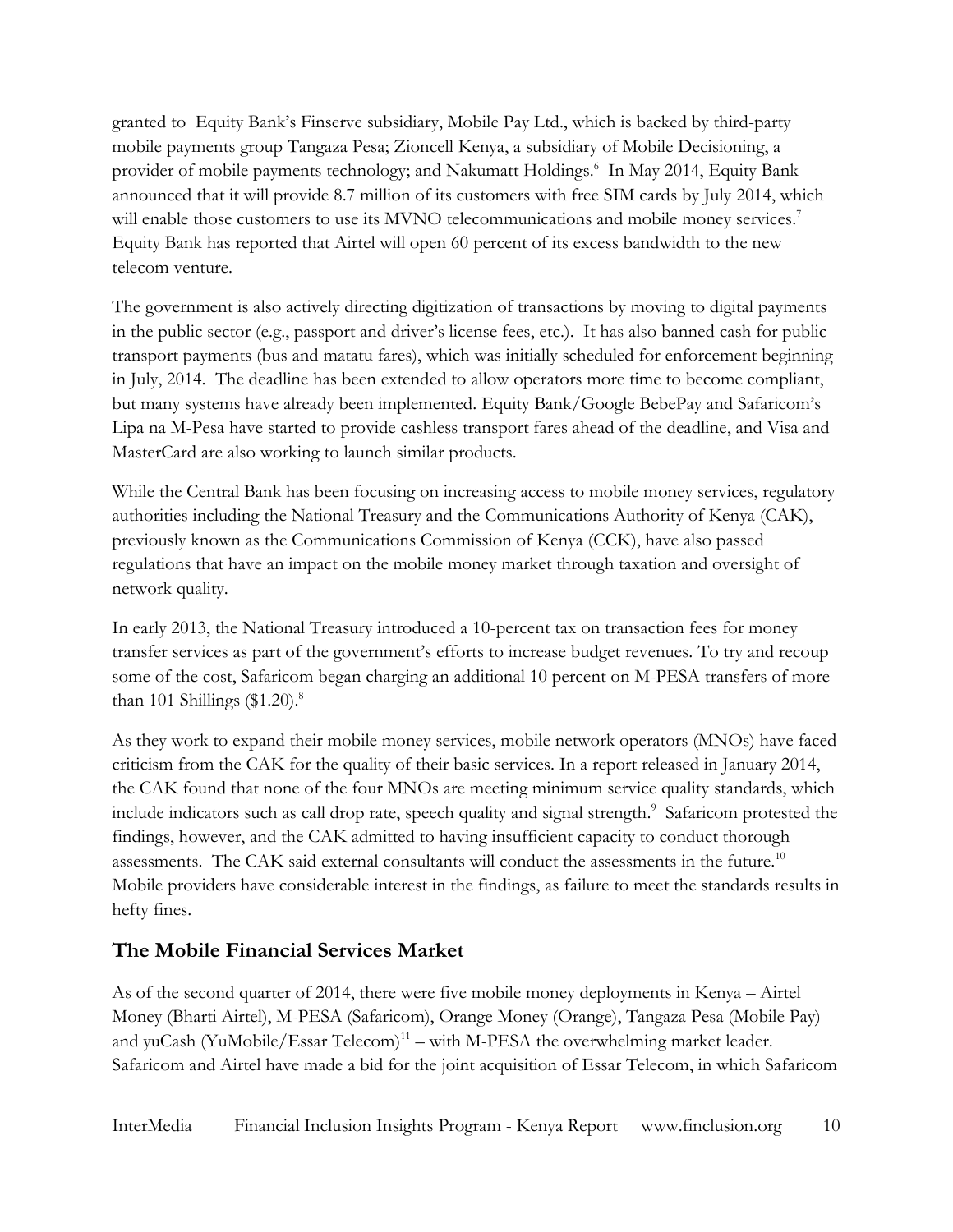granted to Equity Bank's Finserve subsidiary, Mobile Pay Ltd., which is backed by third-party mobile payments group Tangaza Pesa; Zioncell Kenya, a subsidiary of Mobile Decisioning, a provider of mobile payments technology; and Nakumatt Holdings.[6] In May 2014, Equity Bank announced that it will provide 8.7 million of its customers with free SIM cards by July 2014, which will enable those customers to use its MVNO telecommunications and mobile money services.[7] Equity Bank has reported that Airtel will open 60 percent of its excess bandwidth to the new telecom venture.

The government is also actively directing digitization of transactions by moving to digital payments in the public sector (e.g., passport and driver's license fees, etc.). It has also banned cash for public transport payments (bus and matatu fares), which was initially scheduled for enforcement beginning in July, 2014. The deadline has been extended to allow operators more time to become compliant, but many systems have already been implemented. Equity Bank/Google BebePay and Safaricom's Lipa na M-Pesa have started to provide cashless transport fares ahead of the deadline, and Visa and MasterCard are also working to launch similar products.

While the Central Bank has been focusing on increasing access to mobile money services, regulatory authorities including the National Treasury and the Communications Authority of Kenya (CAK), previously known as the Communications Commission of Kenya (CCK), have also passed regulations that have an impact on the mobile money market through taxation and oversight of network quality.

In early 2013, the National Treasury introduced a 10-percent tax on transaction fees for money transfer services as part of the government's efforts to increase budget revenues. To try and recoup some of the cost, Safaricom began charging an additional 10 percent on M-PESA transfers of more than 101 Shillings ($1.20).[8]

As they work to expand their mobile money services, mobile network operators (MNOs) have faced criticism from the CAK for the quality of their basic services. In a report released in January 2014, the CAK found that none of the four MNOs are meeting minimum service quality standards, which include indicators such as call drop rate, speech quality and signal strength.[9] Safaricom protested the findings, however, and the CAK admitted to having insufficient capacity to conduct thorough assessments. The CAK said external consultants will conduct the assessments in the future.[10] Mobile providers have considerable interest in the findings, as failure to meet the standards results in hefty fines.

## The Mobile Financial Services Market

As of the second quarter of 2014, there were five mobile money deployments in Kenya – Airtel Money (Bharti Airtel), M-PESA (Safaricom), Orange Money (Orange), Tangaza Pesa (Mobile Pay) and yuCash (YuMobile/Essar Telecom)[11] – with M-PESA the overwhelming market leader. Safaricom and Airtel have made a bid for the joint acquisition of Essar Telecom, in which Safaricom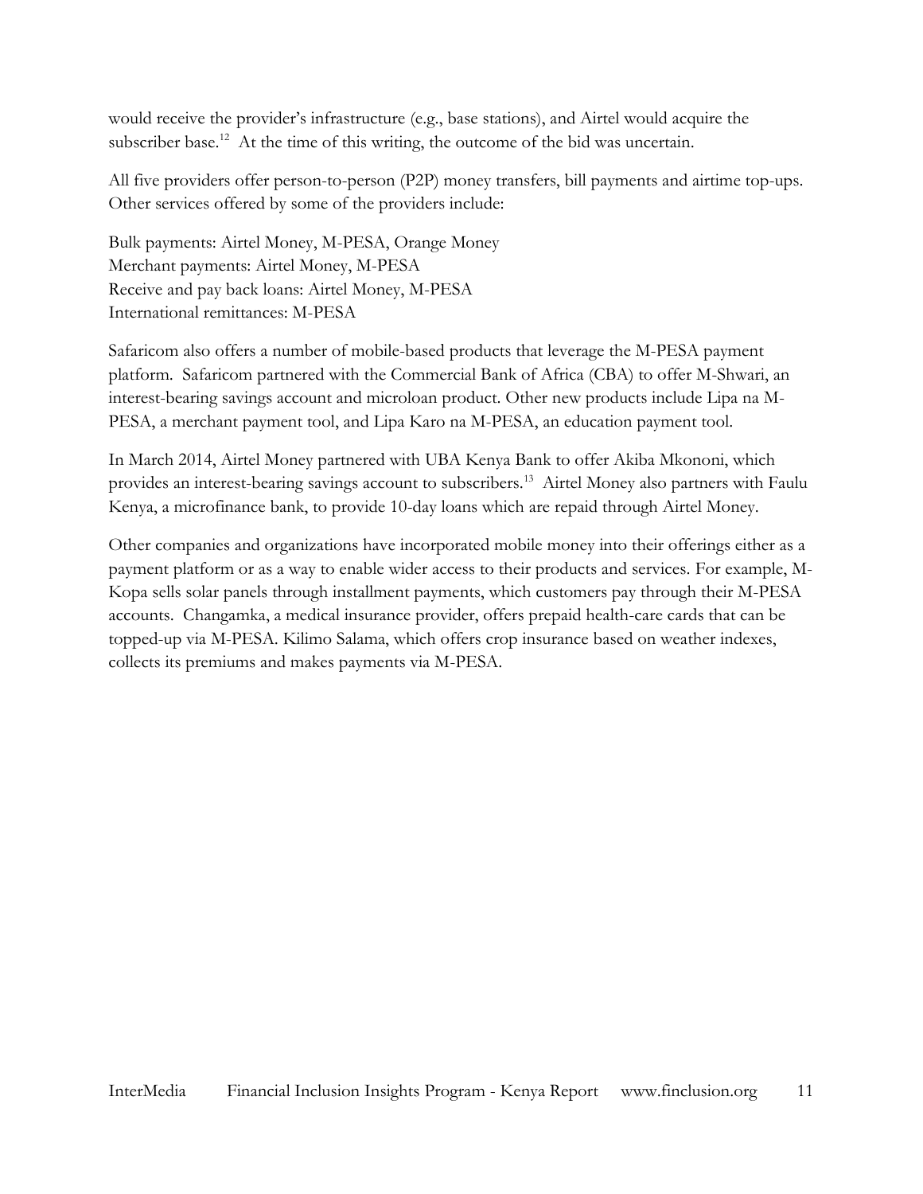would receive the provider's infrastructure (e.g., base stations), and Airtel would acquire the subscriber base.[12] At the time of this writing, the outcome of the bid was uncertain.

All five providers offer person-to-person (P2P) money transfers, bill payments and airtime top-ups. Other services offered by some of the providers include:

Bulk payments: Airtel Money, M-PESA, Orange Money
Merchant payments: Airtel Money, M-PESA
Receive and pay back loans: Airtel Money, M-PESA
International remittances: M-PESA

Safaricom also offers a number of mobile-based products that leverage the M-PESA payment platform. Safaricom partnered with the Commercial Bank of Africa (CBA) to offer M-Shwari, an interest-bearing savings account and microloan product. Other new products include Lipa na M-PESA, a merchant payment tool, and Lipa Karo na M-PESA, an education payment tool.

In March 2014, Airtel Money partnered with UBA Kenya Bank to offer Akiba Mkononi, which provides an interest-bearing savings account to subscribers.[13] Airtel Money also partners with Faulu Kenya, a microfinance bank, to provide 10-day loans which are repaid through Airtel Money.

Other companies and organizations have incorporated mobile money into their offerings either as a payment platform or as a way to enable wider access to their products and services. For example, M-Kopa sells solar panels through installment payments, which customers pay through their M-PESA accounts. Changamka, a medical insurance provider, offers prepaid health-care cards that can be topped-up via M-PESA. Kilimo Salama, which offers crop insurance based on weather indexes, collects its premiums and makes payments via M-PESA.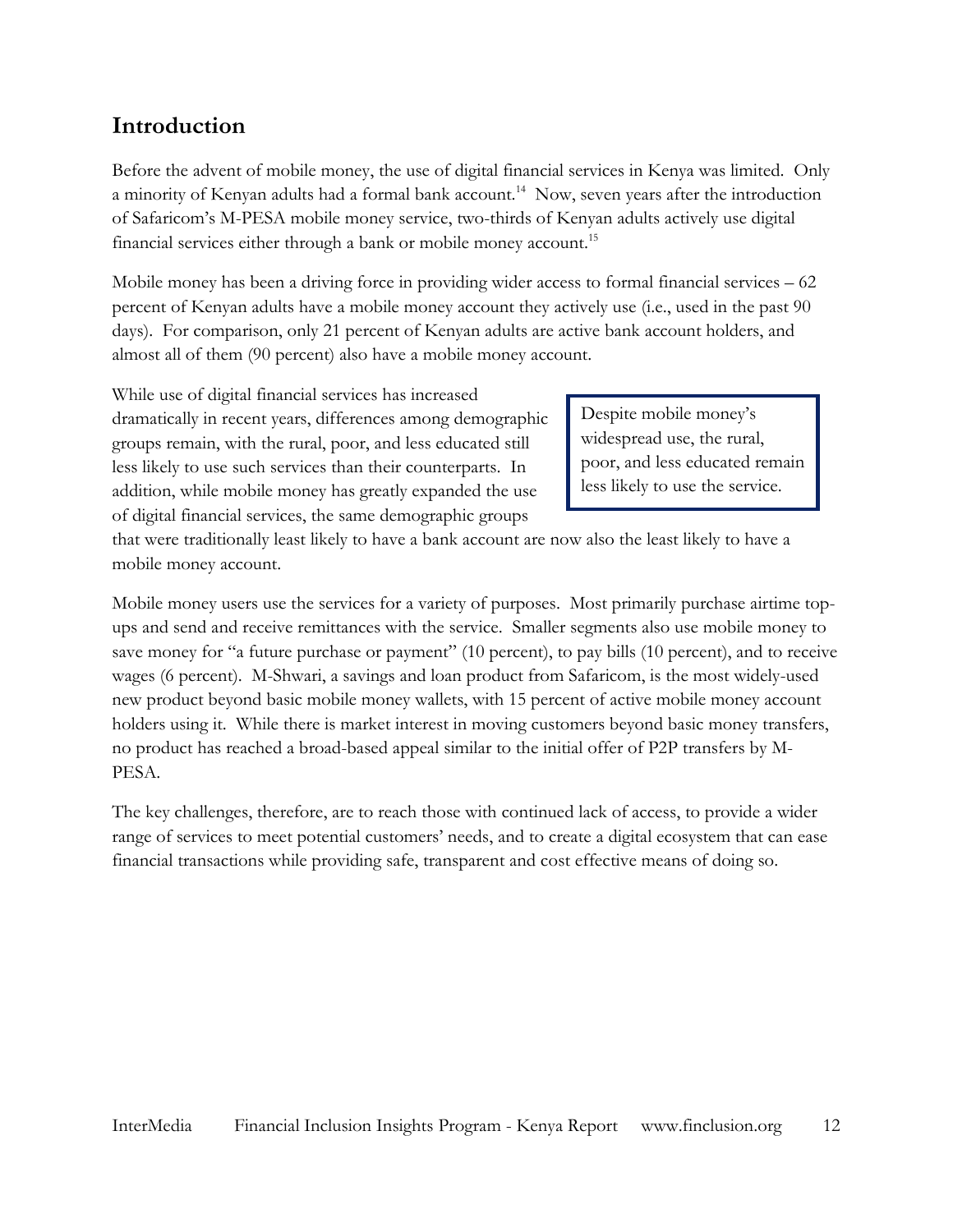## Introduction

Before the advent of mobile money, the use of digital financial services in Kenya was limited. Only a minority of Kenyan adults had a formal bank account.[14] Now, seven years after the introduction of Safaricom's M-PESA mobile money service, two-thirds of Kenyan adults actively use digital financial services either through a bank or mobile money account.[15]

Mobile money has been a driving force in providing wider access to formal financial services – 62 percent of Kenyan adults have a mobile money account they actively use (i.e., used in the past 90 days). For comparison, only 21 percent of Kenyan adults are active bank account holders, and almost all of them (90 percent) also have a mobile money account.

While use of digital financial services has increased dramatically in recent years, differences among demographic groups remain, with the rural, poor, and less educated still less likely to use such services than their counterparts. In addition, while mobile money has greatly expanded the use of digital financial services, the same demographic groups that were traditionally least likely to have a bank account are now also the least likely to have a mobile money account.

> Despite mobile money's widespread use, the rural, poor, and less educated remain less likely to use the service.

Mobile money users use the services for a variety of purposes. Most primarily purchase airtime top-ups and send and receive remittances with the service. Smaller segments also use mobile money to save money for "a future purchase or payment" (10 percent), to pay bills (10 percent), and to receive wages (6 percent). M-Shwari, a savings and loan product from Safaricom, is the most widely-used new product beyond basic mobile money wallets, with 15 percent of active mobile money account holders using it. While there is market interest in moving customers beyond basic money transfers, no product has reached a broad-based appeal similar to the initial offer of P2P transfers by M-PESA.

The key challenges, therefore, are to reach those with continued lack of access, to provide a wider range of services to meet potential customers' needs, and to create a digital ecosystem that can ease financial transactions while providing safe, transparent and cost effective means of doing so.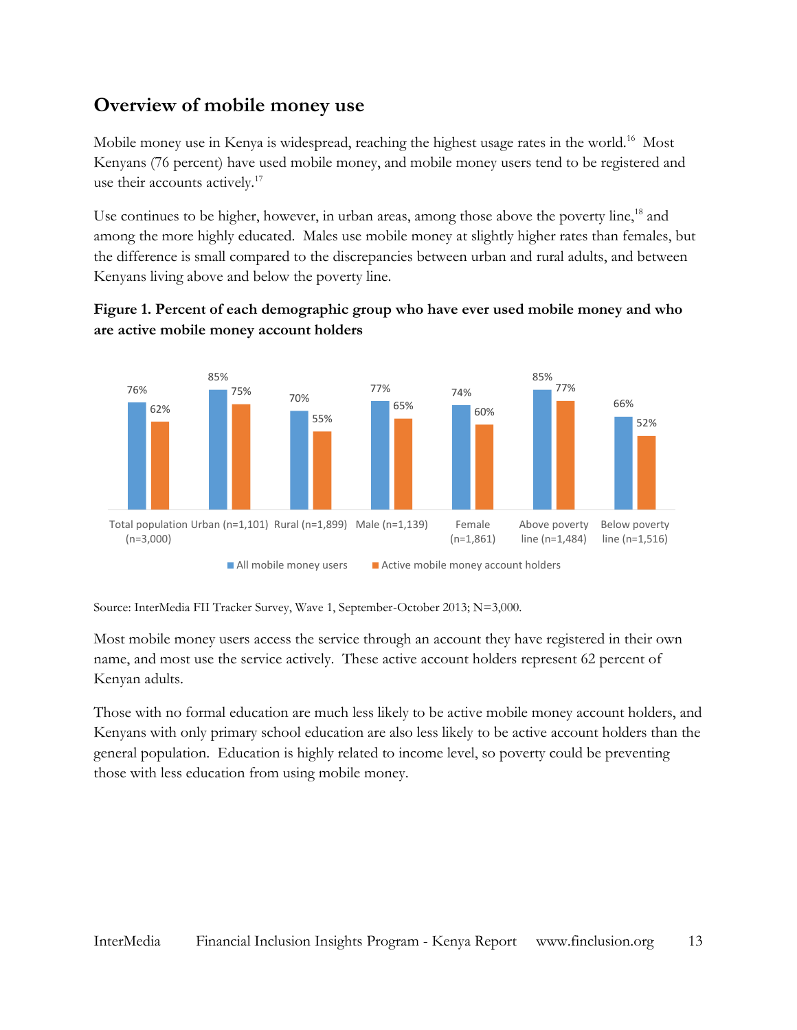## Overview of mobile money use

Mobile money use in Kenya is widespread, reaching the highest usage rates in the world.[16] Most Kenyans (76 percent) have used mobile money, and mobile money users tend to be registered and use their accounts actively.[17]

Use continues to be higher, however, in urban areas, among those above the poverty line,[18] and among the more highly educated. Males use mobile money at slightly higher rates than females, but the difference is small compared to the discrepancies between urban and rural adults, and between Kenyans living above and below the poverty line.

**Figure 1. Percent of each demographic group who have ever used mobile money and who are active mobile money account holders**

| | All mobile money users | Active mobile money account holders |
|---|---|---|
| Total population (n=3,000) | 76% | 62% |
| Urban (n=1,101) | 85% | 75% |
| Rural (n=1,899) | 70% | 55% |
| Male (n=1,139) | 77% | 65% |
| Female (n=1,861) | 74% | 60% |
| Above poverty line (n=1,484) | 85% | 77% |
| Below poverty line (n=1,516) | 66% | 52% |

Source: InterMedia FII Tracker Survey, Wave 1, September-October 2013; N=3,000.

Most mobile money users access the service through an account they have registered in their own name, and most use the service actively. These active account holders represent 62 percent of Kenyan adults.

Those with no formal education are much less likely to be active mobile money account holders, and Kenyans with only primary school education are also less likely to be active account holders than the general population. Education is highly related to income level, so poverty could be preventing those with less education from using mobile money.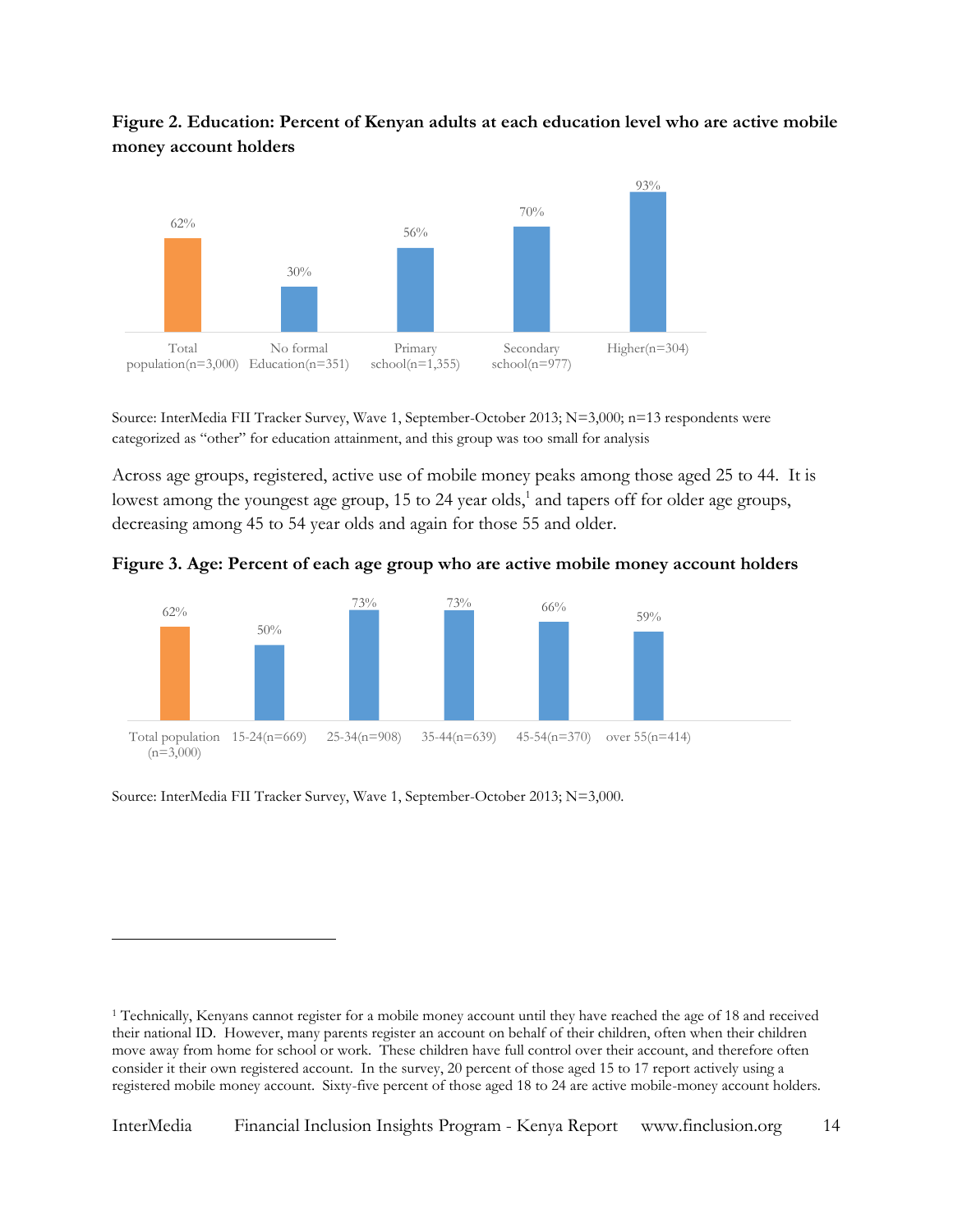**Figure 2. Education: Percent of Kenyan adults at each education level who are active mobile money account holders**

| Total population(n=3,000) | No formal Education(n=351) | Primary school(n=1,355) | Secondary school(n=977) | Higher(n=304) |
|---|---|---|---|---|
| 62% | 30% | 56% | 70% | 93% |

Source: InterMedia FII Tracker Survey, Wave 1, September-October 2013; N=3,000; n=13 respondents were categorized as "other" for education attainment, and this group was too small for analysis

Across age groups, registered, active use of mobile money peaks among those aged 25 to 44. It is lowest among the youngest age group, 15 to 24 year olds,[1] and tapers off for older age groups, decreasing among 45 to 54 year olds and again for those 55 and older.

**Figure 3. Age: Percent of each age group who are active mobile money account holders**

| Total population (n=3,000) | 15-24(n=669) | 25-34(n=908) | 35-44(n=639) | 45-54(n=370) | over 55(n=414) |
|---|---|---|---|---|---|
| 62% | 50% | 73% | 73% | 66% | 59% |

Source: InterMedia FII Tracker Survey, Wave 1, September-October 2013; N=3,000.

[1] Technically, Kenyans cannot register for a mobile money account until they have reached the age of 18 and received their national ID. However, many parents register an account on behalf of their children, often when their children move away from home for school or work. These children have full control over their account, and therefore often consider it their own registered account. In the survey, 20 percent of those aged 15 to 17 report actively using a registered mobile money account. Sixty-five percent of those aged 18 to 24 are active mobile-money account holders.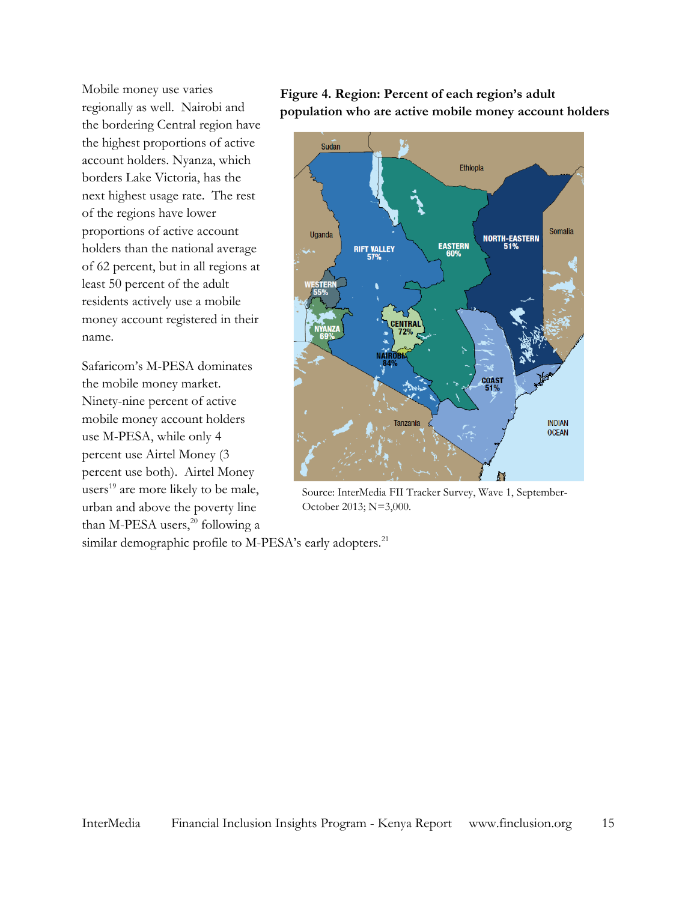Mobile money use varies regionally as well. Nairobi and the bordering Central region have the highest proportions of active account holders. Nyanza, which borders Lake Victoria, has the next highest usage rate. The rest of the regions have lower proportions of active account holders than the national average of 62 percent, but in all regions at least 50 percent of the adult residents actively use a mobile money account registered in their name.

Safaricom's M-PESA dominates the mobile money market. Ninety-nine percent of active mobile money account holders use M-PESA, while only 4 percent use Airtel Money (3 percent use both). Airtel Money users[19] are more likely to be male, urban and above the poverty line than M-PESA users,[20] following a similar demographic profile to M-PESA's early adopters.[21]

**Figure 4. Region: Percent of each region's adult population who are active mobile money account holders**

| Region | Percent |
|---|---|
| Nairobi | 84% |
| Central | 72% |
| Nyanza | 69% |
| Eastern | 60% |
| Rift Valley | 57% |
| Western | 55% |
| North-Eastern | 51% |
| Coast | 51% |

Source: InterMedia FII Tracker Survey, Wave 1, September-October 2013; N=3,000.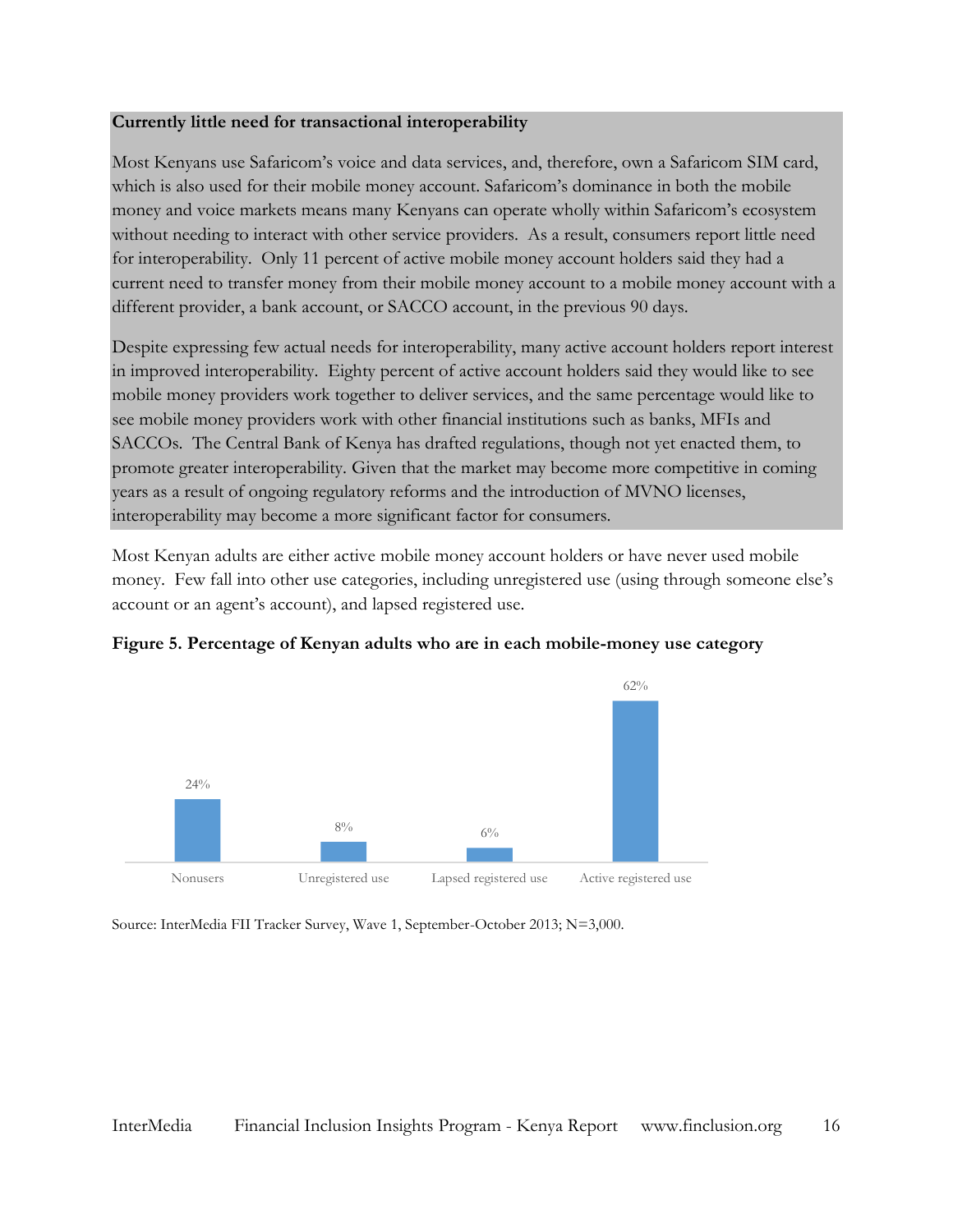**Currently little need for transactional interoperability**

Most Kenyans use Safaricom's voice and data services, and, therefore, own a Safaricom SIM card, which is also used for their mobile money account. Safaricom's dominance in both the mobile money and voice markets means many Kenyans can operate wholly within Safaricom's ecosystem without needing to interact with other service providers. As a result, consumers report little need for interoperability. Only 11 percent of active mobile money account holders said they had a current need to transfer money from their mobile money account to a mobile money account with a different provider, a bank account, or SACCO account, in the previous 90 days.

Despite expressing few actual needs for interoperability, many active account holders report interest in improved interoperability. Eighty percent of active account holders said they would like to see mobile money providers work together to deliver services, and the same percentage would like to see mobile money providers work with other financial institutions such as banks, MFIs and SACCOs. The Central Bank of Kenya has drafted regulations, though not yet enacted them, to promote greater interoperability. Given that the market may become more competitive in coming years as a result of ongoing regulatory reforms and the introduction of MVNO licenses, interoperability may become a more significant factor for consumers.

Most Kenyan adults are either active mobile money account holders or have never used mobile money. Few fall into other use categories, including unregistered use (using through someone else's account or an agent's account), and lapsed registered use.

**Figure 5. Percentage of Kenyan adults who are in each mobile-money use category**

| Category | Percentage |
|---|---|
| Nonusers | 24% |
| Unregistered use | 8% |
| Lapsed registered use | 6% |
| Active registered use | 62% |

Source: InterMedia FII Tracker Survey, Wave 1, September-October 2013; N=3,000.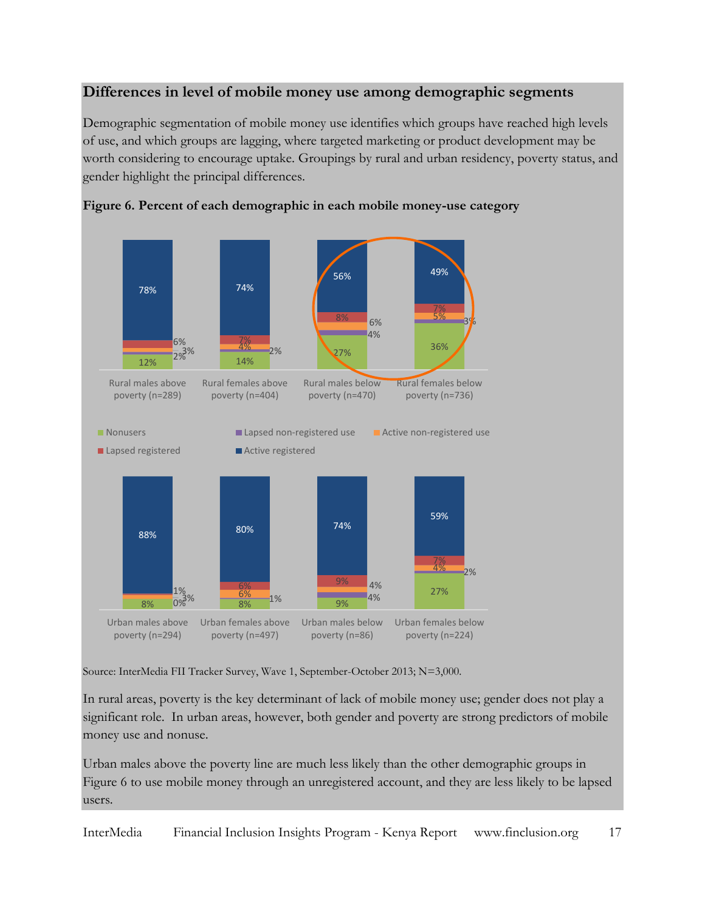### Differences in level of mobile money use among demographic segments

Demographic segmentation of mobile money use identifies which groups have reached high levels of use, and which groups are lagging, where targeted marketing or product development may be worth considering to encourage uptake. Groupings by rural and urban residency, poverty status, and gender highlight the principal differences.

**Figure 6. Percent of each demographic in each mobile money-use category**

| Segment | Nonusers | Lapsed non-registered use | Active non-registered use | Lapsed registered | Active registered |
|---|---|---|---|---|---|
| Rural males above poverty (n=289) | 12% | 2% | 3% | 6% | 78% |
| Rural females above poverty (n=404) | 14% | 2% | 4% | 7% | 74% |
| Rural males below poverty (n=470) | 27% | 4% | 6% | 8% | 56% |
| Rural females below poverty (n=736) | 36% | 3% | 5% | 7% | 49% |
| Urban males above poverty (n=294) | 8% | 0% | 3% | 1% | 88% |
| Urban females above poverty (n=497) | 8% | 1% | 6% | 6% | 80% |
| Urban males below poverty (n=86) | 9% | 4% | 4% | 9% | 74% |
| Urban females below poverty (n=224) | 27% | 2% | 4% | 7% | 59% |

Source: InterMedia FII Tracker Survey, Wave 1, September-October 2013; N=3,000.

In rural areas, poverty is the key determinant of lack of mobile money use; gender does not play a significant role. In urban areas, however, both gender and poverty are strong predictors of mobile money use and nonuse.

Urban males above the poverty line are much less likely than the other demographic groups in Figure 6 to use mobile money through an unregistered account, and they are less likely to be lapsed users.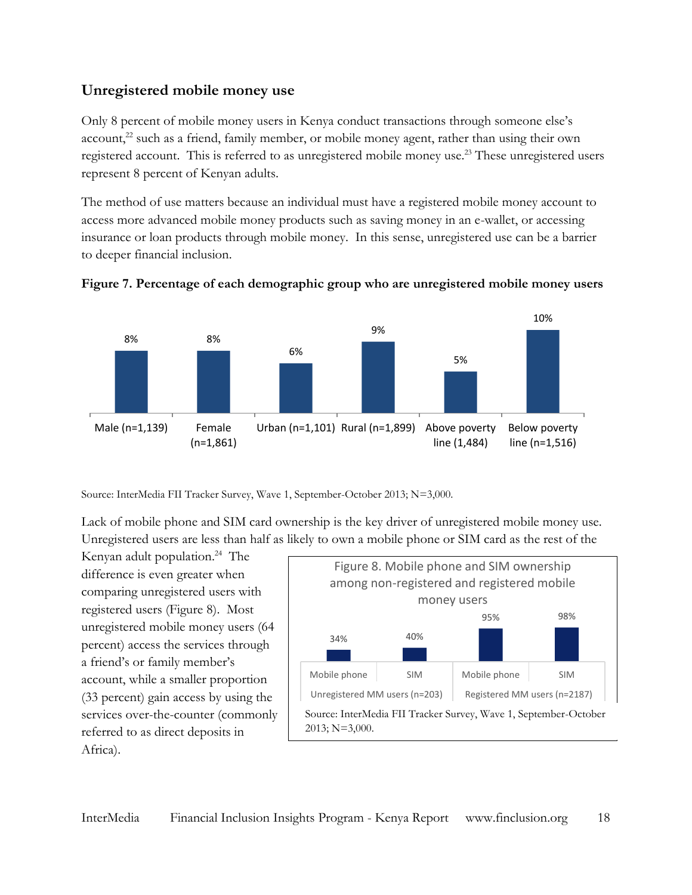## Unregistered mobile money use

Only 8 percent of mobile money users in Kenya conduct transactions through someone else's account,[22] such as a friend, family member, or mobile money agent, rather than using their own registered account. This is referred to as unregistered mobile money use.[23] These unregistered users represent 8 percent of Kenyan adults.

The method of use matters because an individual must have a registered mobile money account to access more advanced mobile money products such as saving money in an e-wallet, or accessing insurance or loan products through mobile money. In this sense, unregistered use can be a barrier to deeper financial inclusion.

**Figure 7. Percentage of each demographic group who are unregistered mobile money users**

| Group | Percentage |
|---|---|
| Male (n=1,139) | 8% |
| Female (n=1,861) | 8% |
| Urban (n=1,101) | 6% |
| Rural (n=1,899) | 9% |
| Above poverty line (1,484) | 5% |
| Below poverty line (n=1,516) | 10% |

Source: InterMedia FII Tracker Survey, Wave 1, September-October 2013; N=3,000.

Lack of mobile phone and SIM card ownership is the key driver of unregistered mobile money use. Unregistered users are less than half as likely to own a mobile phone or SIM card as the rest of the Kenyan adult population.[24] The difference is even greater when comparing unregistered users with registered users (Figure 8). Most unregistered mobile money users (64 percent) access the services through a friend's or family member's account, while a smaller proportion (33 percent) gain access by using the services over-the-counter (commonly referred to as direct deposits in Africa).

Figure 8. Mobile phone and SIM ownership among non-registered and registered mobile money users

| | Unregistered MM users (n=203) | | Registered MM users (n=2187) | |
|---|---|---|---|---|
| | Mobile phone | SIM | Mobile phone | SIM |
| Ownership | 34% | 40% | 95% | 98% |

Source: InterMedia FII Tracker Survey, Wave 1, September-October 2013; N=3,000.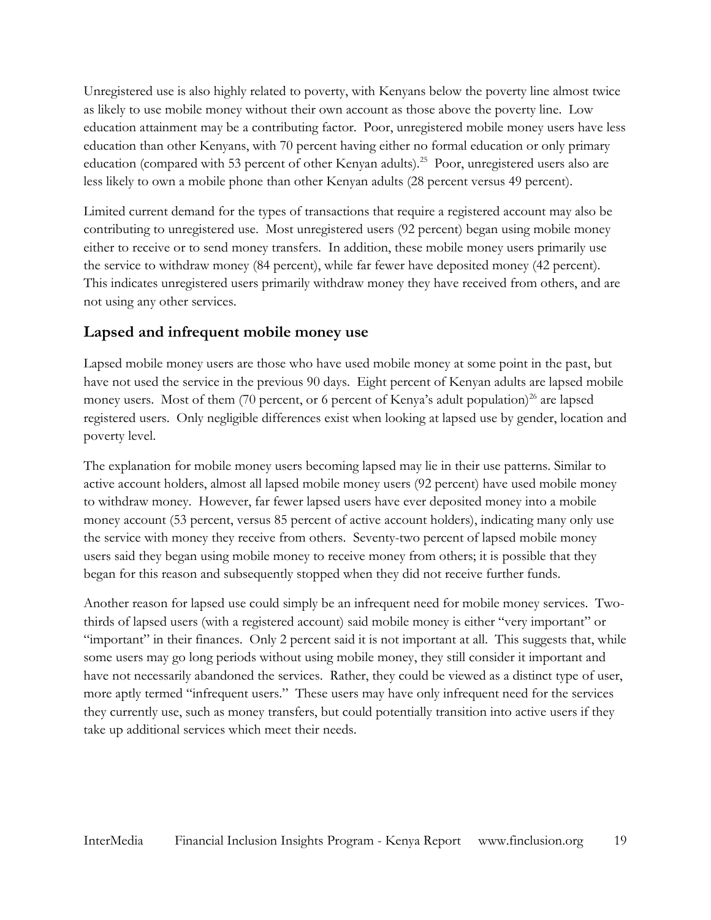Unregistered use is also highly related to poverty, with Kenyans below the poverty line almost twice as likely to use mobile money without their own account as those above the poverty line. Low education attainment may be a contributing factor. Poor, unregistered mobile money users have less education than other Kenyans, with 70 percent having either no formal education or only primary education (compared with 53 percent of other Kenyan adults).[25] Poor, unregistered users also are less likely to own a mobile phone than other Kenyan adults (28 percent versus 49 percent).

Limited current demand for the types of transactions that require a registered account may also be contributing to unregistered use. Most unregistered users (92 percent) began using mobile money either to receive or to send money transfers. In addition, these mobile money users primarily use the service to withdraw money (84 percent), while far fewer have deposited money (42 percent). This indicates unregistered users primarily withdraw money they have received from others, and are not using any other services.

## Lapsed and infrequent mobile money use

Lapsed mobile money users are those who have used mobile money at some point in the past, but have not used the service in the previous 90 days. Eight percent of Kenyan adults are lapsed mobile money users. Most of them (70 percent, or 6 percent of Kenya's adult population)[26] are lapsed registered users. Only negligible differences exist when looking at lapsed use by gender, location and poverty level.

The explanation for mobile money users becoming lapsed may lie in their use patterns. Similar to active account holders, almost all lapsed mobile money users (92 percent) have used mobile money to withdraw money. However, far fewer lapsed users have ever deposited money into a mobile money account (53 percent, versus 85 percent of active account holders), indicating many only use the service with money they receive from others. Seventy-two percent of lapsed mobile money users said they began using mobile money to receive money from others; it is possible that they began for this reason and subsequently stopped when they did not receive further funds.

Another reason for lapsed use could simply be an infrequent need for mobile money services. Two-thirds of lapsed users (with a registered account) said mobile money is either "very important" or "important" in their finances. Only 2 percent said it is not important at all. This suggests that, while some users may go long periods without using mobile money, they still consider it important and have not necessarily abandoned the services. Rather, they could be viewed as a distinct type of user, more aptly termed "infrequent users." These users may have only infrequent need for the services they currently use, such as money transfers, but could potentially transition into active users if they take up additional services which meet their needs.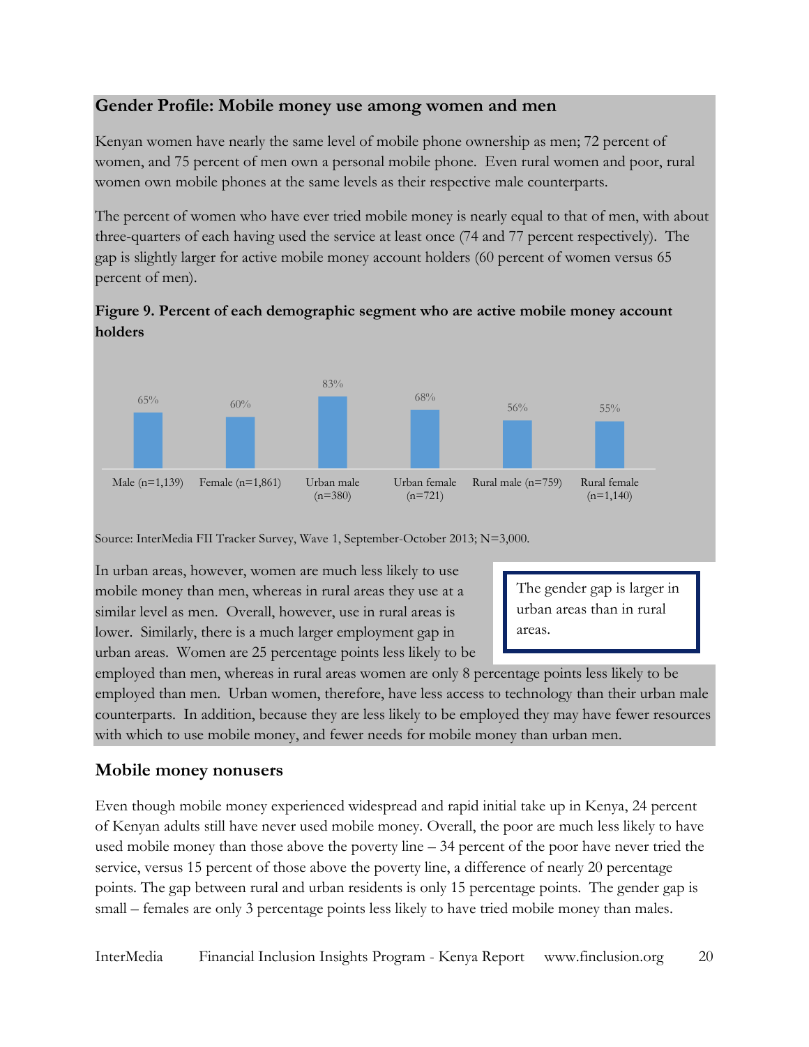## Gender Profile: Mobile money use among women and men

Kenyan women have nearly the same level of mobile phone ownership as men; 72 percent of women, and 75 percent of men own a personal mobile phone. Even rural women and poor, rural women own mobile phones at the same levels as their respective male counterparts.

The percent of women who have ever tried mobile money is nearly equal to that of men, with about three-quarters of each having used the service at least once (74 and 77 percent respectively). The gap is slightly larger for active mobile money account holders (60 percent of women versus 65 percent of men).

**Figure 9. Percent of each demographic segment who are active mobile money account holders**

| Segment | Percent |
| --- | --- |
| Male (n=1,139) | 65% |
| Female (n=1,861) | 60% |
| Urban male (n=380) | 83% |
| Urban female (n=721) | 68% |
| Rural male (n=759) | 56% |
| Rural female (n=1,140) | 55% |

Source: InterMedia FII Tracker Survey, Wave 1, September-October 2013; N=3,000.

> The gender gap is larger in urban areas than in rural areas.

In urban areas, however, women are much less likely to use mobile money than men, whereas in rural areas they use at a similar level as men. Overall, however, use in rural areas is lower. Similarly, there is a much larger employment gap in urban areas. Women are 25 percentage points less likely to be employed than men, whereas in rural areas women are only 8 percentage points less likely to be employed than men. Urban women, therefore, have less access to technology than their urban male counterparts. In addition, because they are less likely to be employed they may have fewer resources with which to use mobile money, and fewer needs for mobile money than urban men.

## Mobile money nonusers

Even though mobile money experienced widespread and rapid initial take up in Kenya, 24 percent of Kenyan adults still have never used mobile money. Overall, the poor are much less likely to have used mobile money than those above the poverty line – 34 percent of the poor have never tried the service, versus 15 percent of those above the poverty line, a difference of nearly 20 percentage points. The gap between rural and urban residents is only 15 percentage points. The gender gap is small – females are only 3 percentage points less likely to have tried mobile money than males.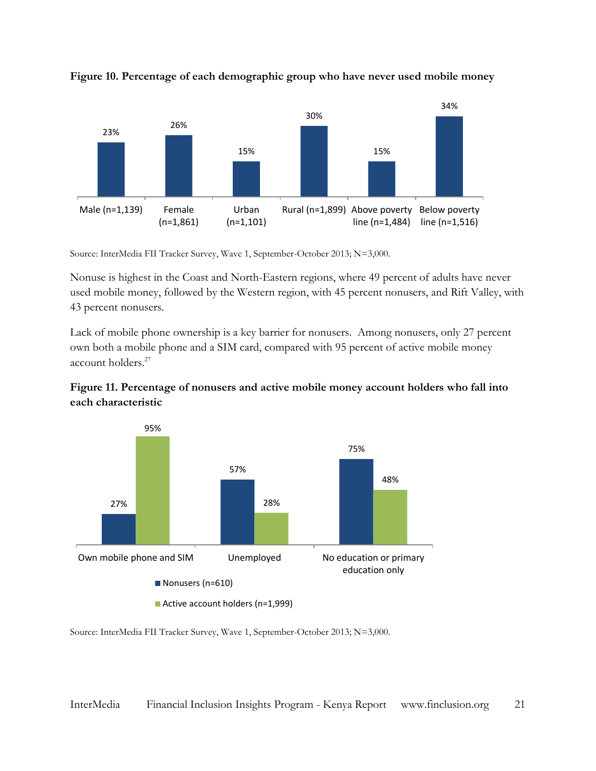**Figure 10. Percentage of each demographic group who have never used mobile money**

| Group | Never used mobile money |
|---|---|
| Male (n=1,139) | 23% |
| Female (n=1,861) | 26% |
| Urban (n=1,101) | 15% |
| Rural (n=1,899) | 30% |
| Above poverty line (n=1,484) | 15% |
| Below poverty line (n=1,516) | 34% |

Source: InterMedia FII Tracker Survey, Wave 1, September-October 2013; N=3,000.

Nonuse is highest in the Coast and North-Eastern regions, where 49 percent of adults have never used mobile money, followed by the Western region, with 45 percent nonusers, and Rift Valley, with 43 percent nonusers.

Lack of mobile phone ownership is a key barrier for nonusers. Among nonusers, only 27 percent own both a mobile phone and a SIM card, compared with 95 percent of active mobile money account holders.[27]

**Figure 11. Percentage of nonusers and active mobile money account holders who fall into each characteristic**

| Characteristic | Nonusers (n=610) | Active account holders (n=1,999) |
|---|---|---|
| Own mobile phone and SIM | 27% | 95% |
| Unemployed | 57% | 28% |
| No education or primary education only | 75% | 48% |

Source: InterMedia FII Tracker Survey, Wave 1, September-October 2013; N=3,000.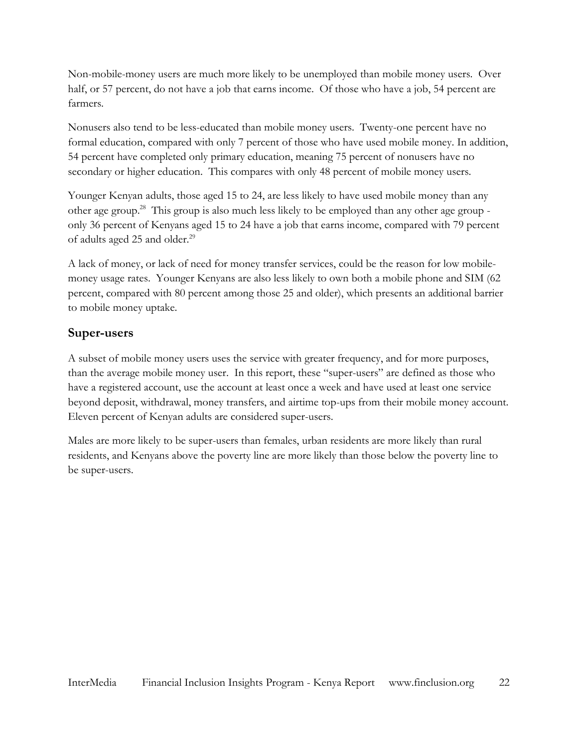Non-mobile-money users are much more likely to be unemployed than mobile money users. Over half, or 57 percent, do not have a job that earns income. Of those who have a job, 54 percent are farmers.

Nonusers also tend to be less-educated than mobile money users. Twenty-one percent have no formal education, compared with only 7 percent of those who have used mobile money. In addition, 54 percent have completed only primary education, meaning 75 percent of nonusers have no secondary or higher education. This compares with only 48 percent of mobile money users.

Younger Kenyan adults, those aged 15 to 24, are less likely to have used mobile money than any other age group.[28] This group is also much less likely to be employed than any other age group - only 36 percent of Kenyans aged 15 to 24 have a job that earns income, compared with 79 percent of adults aged 25 and older.[29]

A lack of money, or lack of need for money transfer services, could be the reason for low mobile-money usage rates. Younger Kenyans are also less likely to own both a mobile phone and SIM (62 percent, compared with 80 percent among those 25 and older), which presents an additional barrier to mobile money uptake.

## Super-users

A subset of mobile money users uses the service with greater frequency, and for more purposes, than the average mobile money user. In this report, these "super-users" are defined as those who have a registered account, use the account at least once a week and have used at least one service beyond deposit, withdrawal, money transfers, and airtime top-ups from their mobile money account. Eleven percent of Kenyan adults are considered super-users.

Males are more likely to be super-users than females, urban residents are more likely than rural residents, and Kenyans above the poverty line are more likely than those below the poverty line to be super-users.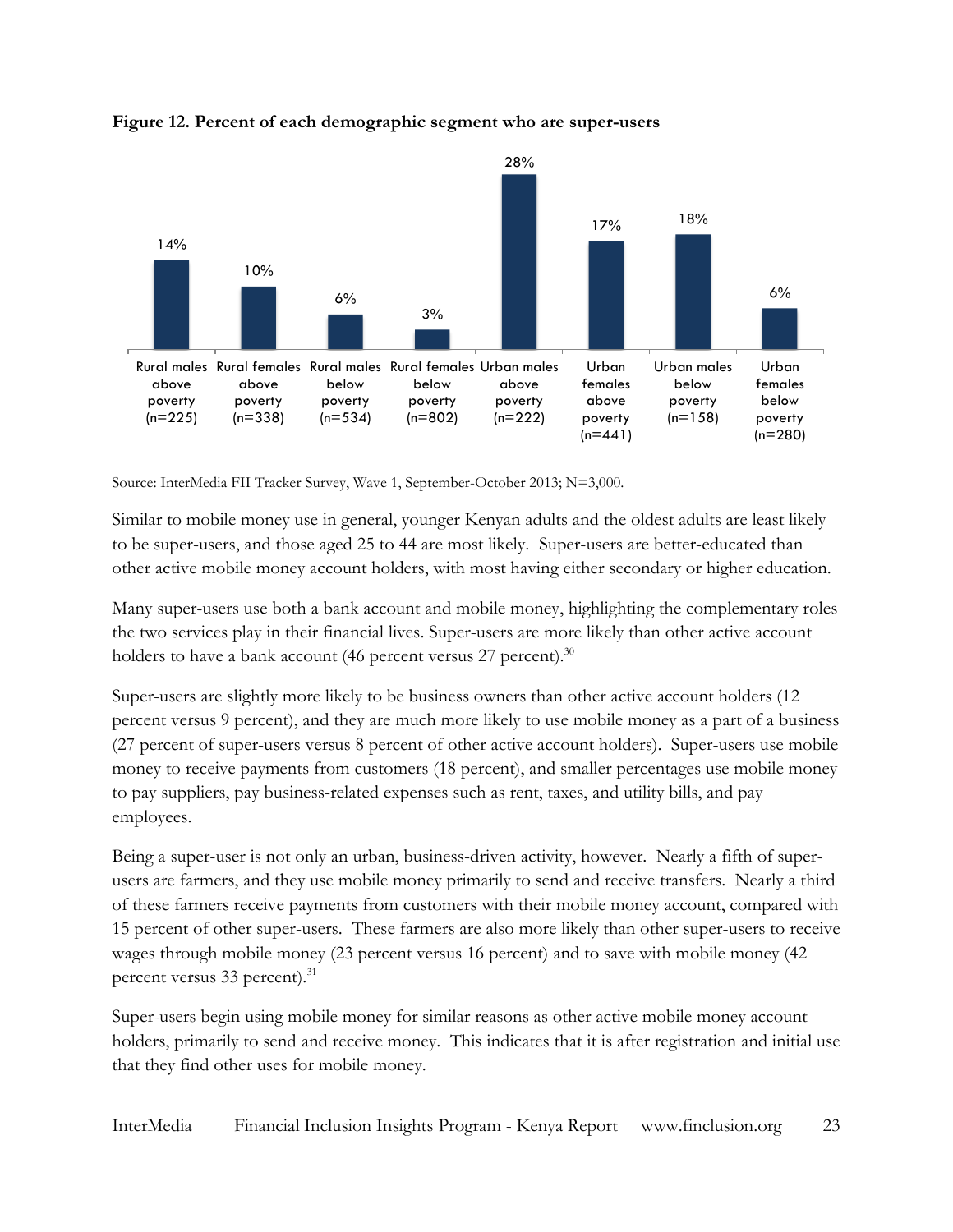**Figure 12. Percent of each demographic segment who are super-users**

| Segment | Percent |
|---|---|
| Rural males above poverty (n=225) | 14% |
| Rural females above poverty (n=338) | 10% |
| Rural males below poverty (n=534) | 6% |
| Rural females below poverty (n=802) | 3% |
| Urban males above poverty (n=222) | 28% |
| Urban females above poverty (n=441) | 17% |
| Urban males below poverty (n=158) | 18% |
| Urban females below poverty (n=280) | 6% |

Source: InterMedia FII Tracker Survey, Wave 1, September-October 2013; N=3,000.

Similar to mobile money use in general, younger Kenyan adults and the oldest adults are least likely to be super-users, and those aged 25 to 44 are most likely. Super-users are better-educated than other active mobile money account holders, with most having either secondary or higher education.

Many super-users use both a bank account and mobile money, highlighting the complementary roles the two services play in their financial lives. Super-users are more likely than other active account holders to have a bank account (46 percent versus 27 percent).[30]

Super-users are slightly more likely to be business owners than other active account holders (12 percent versus 9 percent), and they are much more likely to use mobile money as a part of a business (27 percent of super-users versus 8 percent of other active account holders). Super-users use mobile money to receive payments from customers (18 percent), and smaller percentages use mobile money to pay suppliers, pay business-related expenses such as rent, taxes, and utility bills, and pay employees.

Being a super-user is not only an urban, business-driven activity, however. Nearly a fifth of super-users are farmers, and they use mobile money primarily to send and receive transfers. Nearly a third of these farmers receive payments from customers with their mobile money account, compared with 15 percent of other super-users. These farmers are also more likely than other super-users to receive wages through mobile money (23 percent versus 16 percent) and to save with mobile money (42 percent versus 33 percent).[31]

Super-users begin using mobile money for similar reasons as other active mobile money account holders, primarily to send and receive money. This indicates that it is after registration and initial use that they find other uses for mobile money.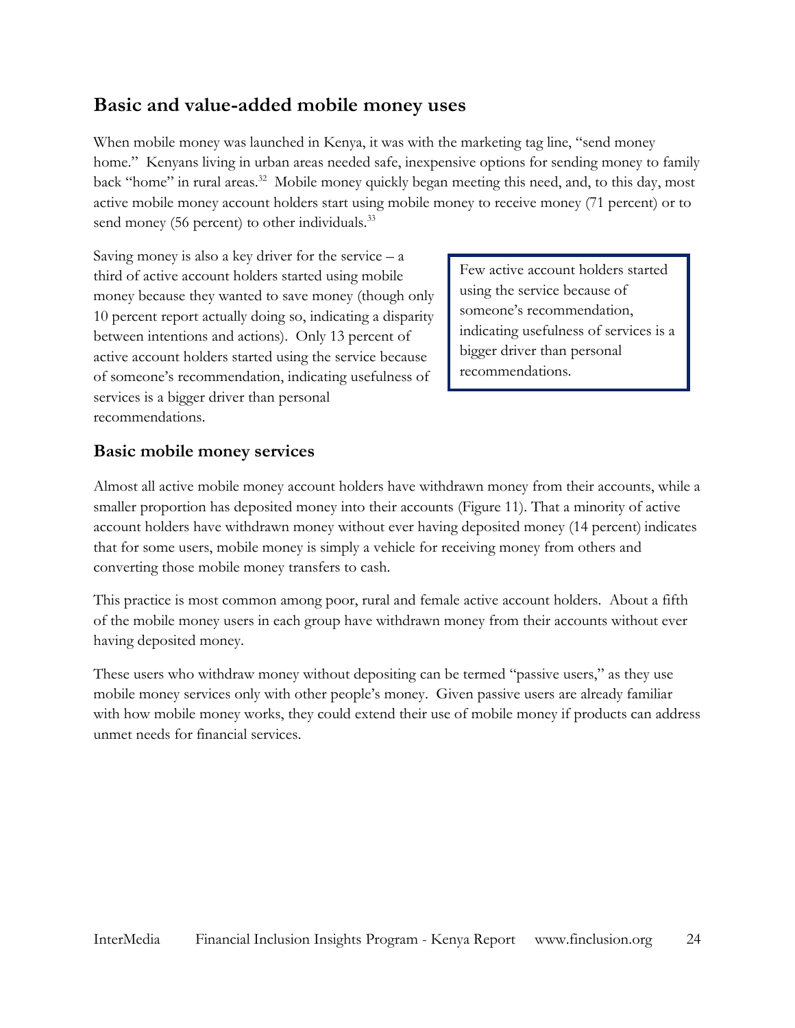## Basic and value-added mobile money uses

When mobile money was launched in Kenya, it was with the marketing tag line, "send money home." Kenyans living in urban areas needed safe, inexpensive options for sending money to family back "home" in rural areas.[32] Mobile money quickly began meeting this need, and, to this day, most active mobile money account holders start using mobile money to receive money (71 percent) or to send money (56 percent) to other individuals.[33]

Saving money is also a key driver for the service – a third of active account holders started using mobile money because they wanted to save money (though only 10 percent report actually doing so, indicating a disparity between intentions and actions). Only 13 percent of active account holders started using the service because of someone's recommendation, indicating usefulness of services is a bigger driver than personal recommendations.

> Few active account holders started using the service because of someone's recommendation, indicating usefulness of services is a bigger driver than personal recommendations.

### Basic mobile money services

Almost all active mobile money account holders have withdrawn money from their accounts, while a smaller proportion has deposited money into their accounts (Figure 11). That a minority of active account holders have withdrawn money without ever having deposited money (14 percent) indicates that for some users, mobile money is simply a vehicle for receiving money from others and converting those mobile money transfers to cash.

This practice is most common among poor, rural and female active account holders. About a fifth of the mobile money users in each group have withdrawn money from their accounts without ever having deposited money.

These users who withdraw money without depositing can be termed "passive users," as they use mobile money services only with other people's money. Given passive users are already familiar with how mobile money works, they could extend their use of mobile money if products can address unmet needs for financial services.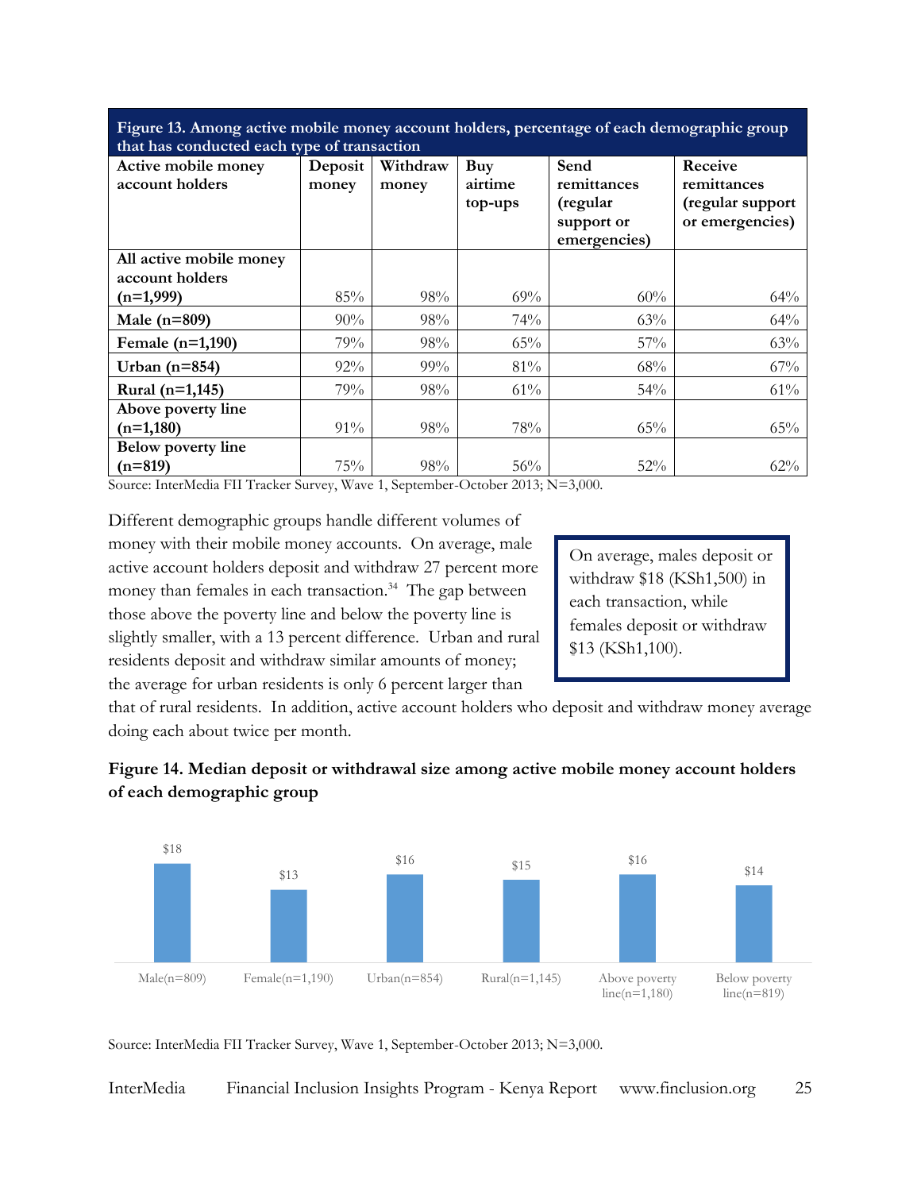**Figure 13. Among active mobile money account holders, percentage of each demographic group that has conducted each type of transaction**

| Active mobile money account holders | Deposit money | Withdraw money | Buy airtime top-ups | Send remittances (regular support or emergencies) | Receive remittances (regular support or emergencies) |
|---|---|---|---|---|---|
| **All active mobile money account holders (n=1,999)** | 85% | 98% | 69% | 60% | 64% |
| **Male (n=809)** | 90% | 98% | 74% | 63% | 64% |
| **Female (n=1,190)** | 79% | 98% | 65% | 57% | 63% |
| **Urban (n=854)** | 92% | 99% | 81% | 68% | 67% |
| **Rural (n=1,145)** | 79% | 98% | 61% | 54% | 61% |
| **Above poverty line (n=1,180)** | 91% | 98% | 78% | 65% | 65% |
| **Below poverty line (n=819)** | 75% | 98% | 56% | 52% | 62% |

Source: InterMedia FII Tracker Survey, Wave 1, September-October 2013; N=3,000.

Different demographic groups handle different volumes of money with their mobile money accounts. On average, male active account holders deposit and withdraw 27 percent more money than females in each transaction.[34] The gap between those above the poverty line and below the poverty line is slightly smaller, with a 13 percent difference. Urban and rural residents deposit and withdraw similar amounts of money; the average for urban residents is only 6 percent larger than that of rural residents. In addition, active account holders who deposit and withdraw money average doing each about twice per month.

> On average, males deposit or withdraw $18 (KSh1,500) in each transaction, while females deposit or withdraw $13 (KSh1,100).

**Figure 14. Median deposit or withdrawal size among active mobile money account holders of each demographic group**

| Group | Median deposit or withdrawal size |
|---|---|
| Male(n=809) | $18 |
| Female(n=1,190) | $13 |
| Urban(n=854) | $16 |
| Rural(n=1,145) | $15 |
| Above poverty line(n=1,180) | $16 |
| Below poverty line(n=819) | $14 |

Source: InterMedia FII Tracker Survey, Wave 1, September-October 2013; N=3,000.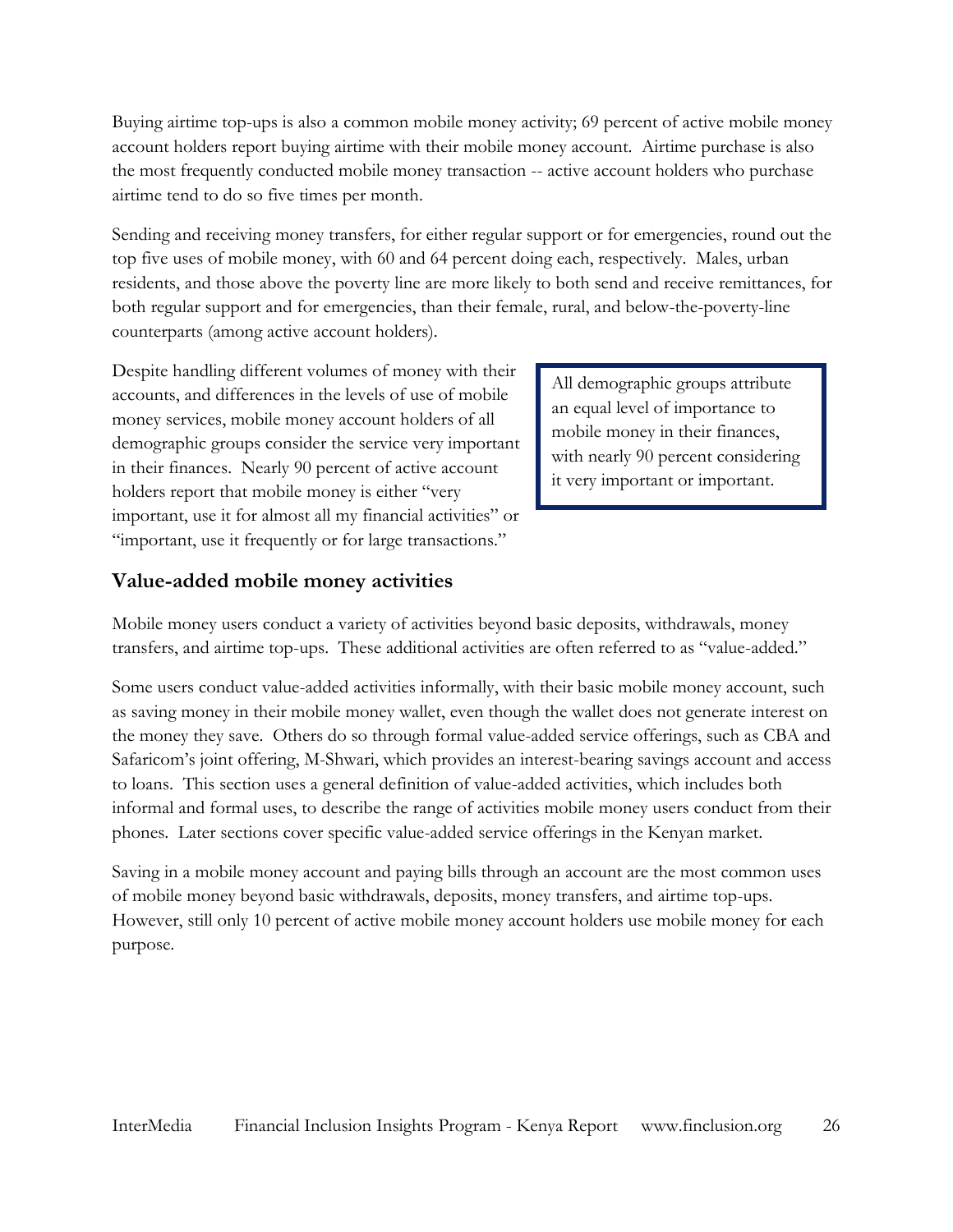Buying airtime top-ups is also a common mobile money activity; 69 percent of active mobile money account holders report buying airtime with their mobile money account. Airtime purchase is also the most frequently conducted mobile money transaction -- active account holders who purchase airtime tend to do so five times per month.

Sending and receiving money transfers, for either regular support or for emergencies, round out the top five uses of mobile money, with 60 and 64 percent doing each, respectively. Males, urban residents, and those above the poverty line are more likely to both send and receive remittances, for both regular support and for emergencies, than their female, rural, and below-the-poverty-line counterparts (among active account holders).

Despite handling different volumes of money with their accounts, and differences in the levels of use of mobile money services, mobile money account holders of all demographic groups consider the service very important in their finances. Nearly 90 percent of active account holders report that mobile money is either "very important, use it for almost all my financial activities" or "important, use it frequently or for large transactions."

> All demographic groups attribute an equal level of importance to mobile money in their finances, with nearly 90 percent considering it very important or important.

## Value-added mobile money activities

Mobile money users conduct a variety of activities beyond basic deposits, withdrawals, money transfers, and airtime top-ups. These additional activities are often referred to as "value-added."

Some users conduct value-added activities informally, with their basic mobile money account, such as saving money in their mobile money wallet, even though the wallet does not generate interest on the money they save. Others do so through formal value-added service offerings, such as CBA and Safaricom's joint offering, M-Shwari, which provides an interest-bearing savings account and access to loans. This section uses a general definition of value-added activities, which includes both informal and formal uses, to describe the range of activities mobile money users conduct from their phones. Later sections cover specific value-added service offerings in the Kenyan market.

Saving in a mobile money account and paying bills through an account are the most common uses of mobile money beyond basic withdrawals, deposits, money transfers, and airtime top-ups. However, still only 10 percent of active mobile money account holders use mobile money for each purpose.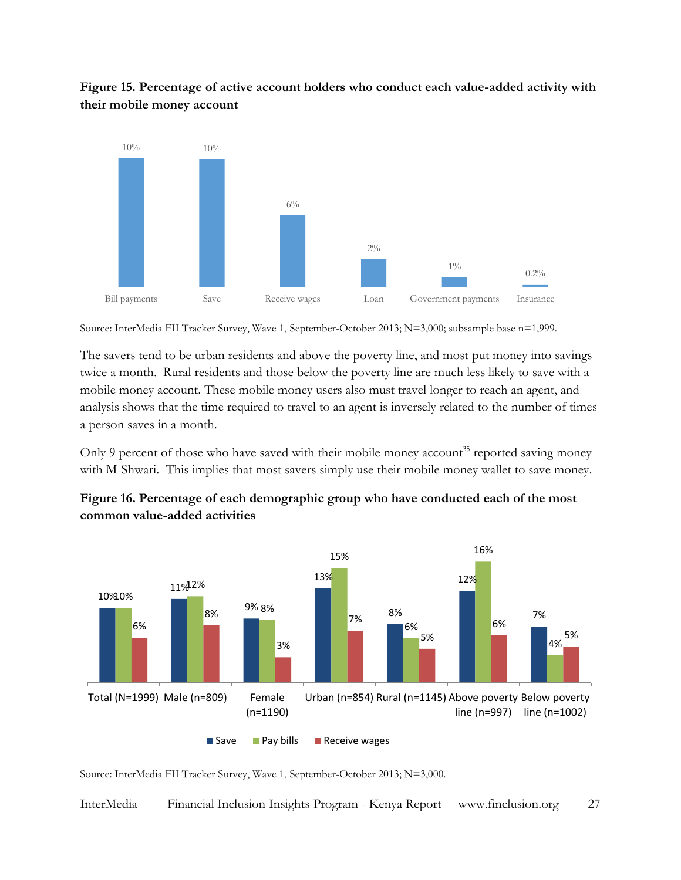**Figure 15. Percentage of active account holders who conduct each value-added activity with their mobile money account**

| Activity | Percentage |
|---|---|
| Bill payments | 10% |
| Save | 10% |
| Receive wages | 6% |
| Loan | 2% |
| Government payments | 1% |
| Insurance | 0.2% |

Source: InterMedia FII Tracker Survey, Wave 1, September-October 2013; N=3,000; subsample base n=1,999.

The savers tend to be urban residents and above the poverty line, and most put money into savings twice a month. Rural residents and those below the poverty line are much less likely to save with a mobile money account. These mobile money users also must travel longer to reach an agent, and analysis shows that the time required to travel to an agent is inversely related to the number of times a person saves in a month.

Only 9 percent of those who have saved with their mobile money account[35] reported saving money with M-Shwari. This implies that most savers simply use their mobile money wallet to save money.

**Figure 16. Percentage of each demographic group who have conducted each of the most common value-added activities**

| Group | Save | Pay bills | Receive wages |
|---|---|---|---|
| Total (N=1999) | 10% | 10% | 6% |
| Male (n=809) | 11% | 12% | 8% |
| Female (n=1190) | 9% | 8% | 3% |
| Urban (n=854) | 13% | 15% | 7% |
| Rural (n=1145) | 8% | 6% | 5% |
| Above poverty line (n=997) | 12% | 16% | 6% |
| Below poverty line (n=1002) | 7% | 4% | 5% |

Source: InterMedia FII Tracker Survey, Wave 1, September-October 2013; N=3,000.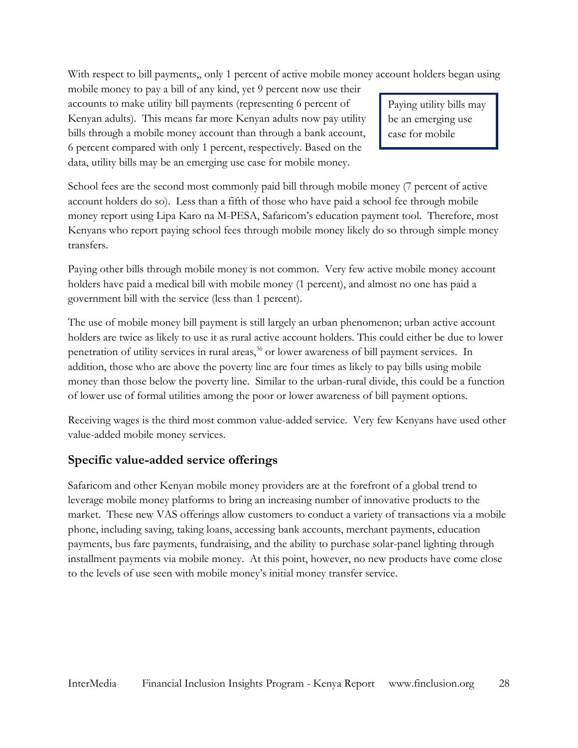With respect to bill payments,, only 1 percent of active mobile money account holders began using mobile money to pay a bill of any kind, yet 9 percent now use their accounts to make utility bill payments (representing 6 percent of Kenyan adults). This means far more Kenyan adults now pay utility bills through a mobile money account than through a bank account, 6 percent compared with only 1 percent, respectively. Based on the data, utility bills may be an emerging use case for mobile money.

> Paying utility bills may be an emerging use case for mobile

School fees are the second most commonly paid bill through mobile money (7 percent of active account holders do so). Less than a fifth of those who have paid a school fee through mobile money report using Lipa Karo na M-PESA, Safaricom's education payment tool. Therefore, most Kenyans who report paying school fees through mobile money likely do so through simple money transfers.

Paying other bills through mobile money is not common. Very few active mobile money account holders have paid a medical bill with mobile money (1 percent), and almost no one has paid a government bill with the service (less than 1 percent).

The use of mobile money bill payment is still largely an urban phenomenon; urban active account holders are twice as likely to use it as rural active account holders. This could either be due to lower penetration of utility services in rural areas,[36] or lower awareness of bill payment services. In addition, those who are above the poverty line are four times as likely to pay bills using mobile money than those below the poverty line. Similar to the urban-rural divide, this could be a function of lower use of formal utilities among the poor or lower awareness of bill payment options.

Receiving wages is the third most common value-added service. Very few Kenyans have used other value-added mobile money services.

## Specific value-added service offerings

Safaricom and other Kenyan mobile money providers are at the forefront of a global trend to leverage mobile money platforms to bring an increasing number of innovative products to the market. These new VAS offerings allow customers to conduct a variety of transactions via a mobile phone, including saving, taking loans, accessing bank accounts, merchant payments, education payments, bus fare payments, fundraising, and the ability to purchase solar-panel lighting through installment payments via mobile money. At this point, however, no new products have come close to the levels of use seen with mobile money's initial money transfer service.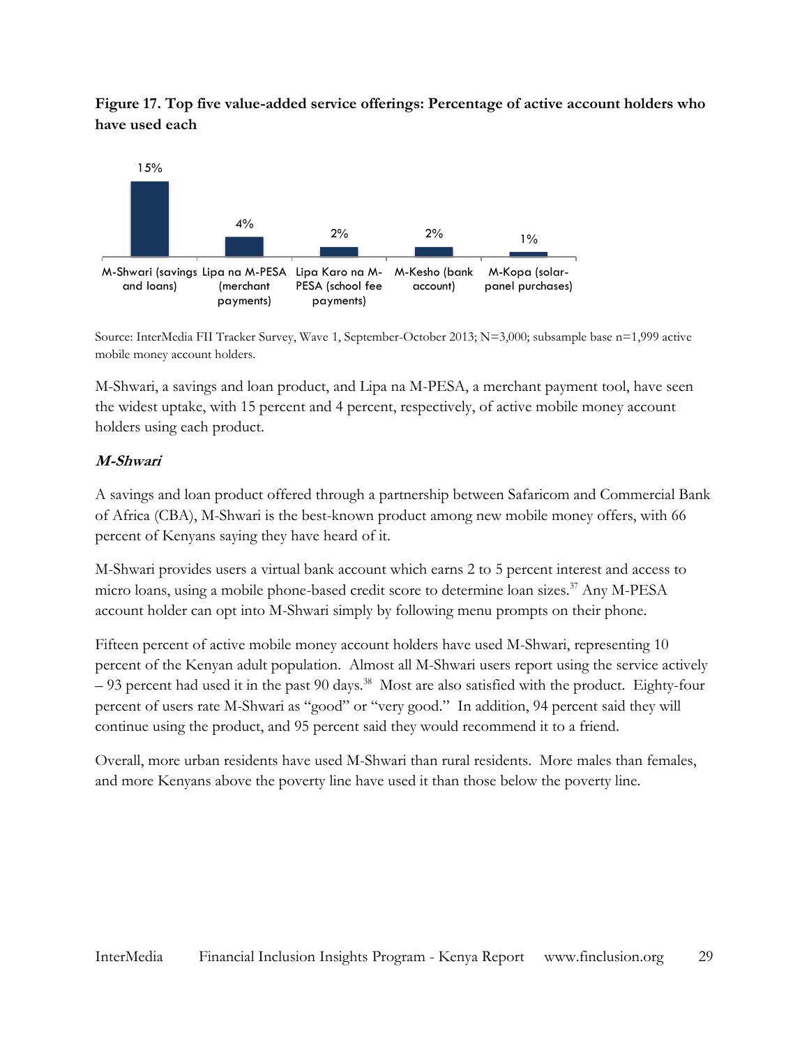**Figure 17. Top five value-added service offerings: Percentage of active account holders who have used each**

| Service | Percentage |
|---|---|
| M-Shwari (savings and loans) | 15% |
| Lipa na M-PESA (merchant payments) | 4% |
| Lipa Karo na M-PESA (school fee payments) | 2% |
| M-Kesho (bank account) | 2% |
| M-Kopa (solar-panel purchases) | 1% |

Source: InterMedia FII Tracker Survey, Wave 1, September-October 2013; N=3,000; subsample base n=1,999 active mobile money account holders.

M-Shwari, a savings and loan product, and Lipa na M-PESA, a merchant payment tool, have seen the widest uptake, with 15 percent and 4 percent, respectively, of active mobile money account holders using each product.

### *M-Shwari*

A savings and loan product offered through a partnership between Safaricom and Commercial Bank of Africa (CBA), M-Shwari is the best-known product among new mobile money offers, with 66 percent of Kenyans saying they have heard of it.

M-Shwari provides users a virtual bank account which earns 2 to 5 percent interest and access to micro loans, using a mobile phone-based credit score to determine loan sizes.[37] Any M-PESA account holder can opt into M-Shwari simply by following menu prompts on their phone.

Fifteen percent of active mobile money account holders have used M-Shwari, representing 10 percent of the Kenyan adult population. Almost all M-Shwari users report using the service actively – 93 percent had used it in the past 90 days.[38] Most are also satisfied with the product. Eighty-four percent of users rate M-Shwari as "good" or "very good." In addition, 94 percent said they will continue using the product, and 95 percent said they would recommend it to a friend.

Overall, more urban residents have used M-Shwari than rural residents. More males than females, and more Kenyans above the poverty line have used it than those below the poverty line.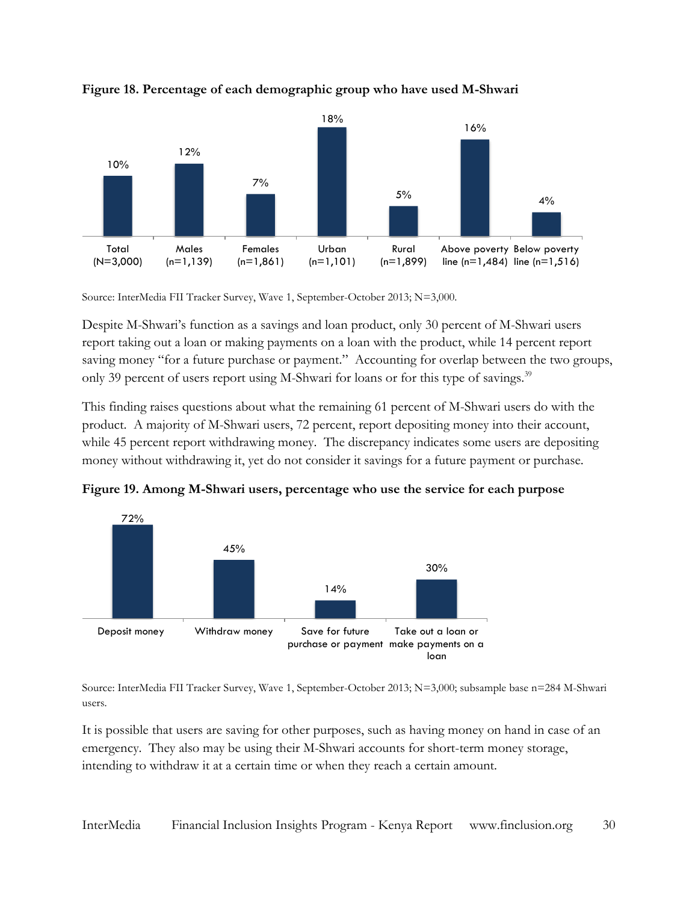**Figure 18. Percentage of each demographic group who have used M-Shwari**

| Total (N=3,000) | Males (n=1,139) | Females (n=1,861) | Urban (n=1,101) | Rural (n=1,899) | Above poverty line (n=1,484) | Below poverty line (n=1,516) |
|---|---|---|---|---|---|---|
| 10% | 12% | 7% | 18% | 5% | 16% | 4% |

Source: InterMedia FII Tracker Survey, Wave 1, September-October 2013; N=3,000.

Despite M-Shwari's function as a savings and loan product, only 30 percent of M-Shwari users report taking out a loan or making payments on a loan with the product, while 14 percent report saving money "for a future purchase or payment." Accounting for overlap between the two groups, only 39 percent of users report using M-Shwari for loans or for this type of savings.[39]

This finding raises questions about what the remaining 61 percent of M-Shwari users do with the product. A majority of M-Shwari users, 72 percent, report depositing money into their account, while 45 percent report withdrawing money. The discrepancy indicates some users are depositing money without withdrawing it, yet do not consider it savings for a future payment or purchase.

**Figure 19. Among M-Shwari users, percentage who use the service for each purpose**

| Deposit money | Withdraw money | Save for future purchase or payment | Take out a loan or make payments on a loan |
|---|---|---|---|
| 72% | 45% | 14% | 30% |

Source: InterMedia FII Tracker Survey, Wave 1, September-October 2013; N=3,000; subsample base n=284 M-Shwari users.

It is possible that users are saving for other purposes, such as having money on hand in case of an emergency. They also may be using their M-Shwari accounts for short-term money storage, intending to withdraw it at a certain time or when they reach a certain amount.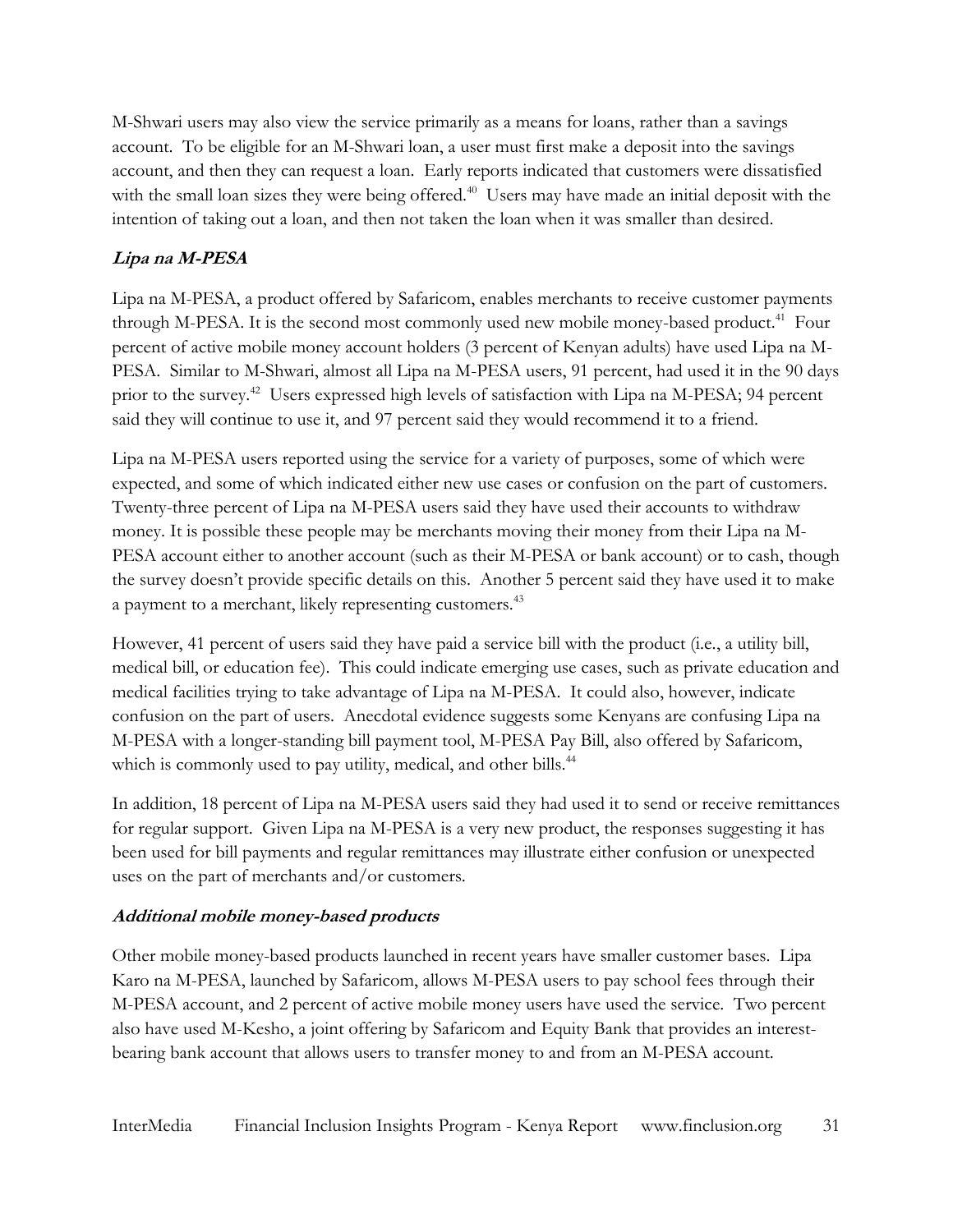M-Shwari users may also view the service primarily as a means for loans, rather than a savings account. To be eligible for an M-Shwari loan, a user must first make a deposit into the savings account, and then they can request a loan. Early reports indicated that customers were dissatisfied with the small loan sizes they were being offered.[40] Users may have made an initial deposit with the intention of taking out a loan, and then not taken the loan when it was smaller than desired.

### *Lipa na M-PESA*

Lipa na M-PESA, a product offered by Safaricom, enables merchants to receive customer payments through M-PESA. It is the second most commonly used new mobile money-based product.[41] Four percent of active mobile money account holders (3 percent of Kenyan adults) have used Lipa na M-PESA. Similar to M-Shwari, almost all Lipa na M-PESA users, 91 percent, had used it in the 90 days prior to the survey.[42] Users expressed high levels of satisfaction with Lipa na M-PESA; 94 percent said they will continue to use it, and 97 percent said they would recommend it to a friend.

Lipa na M-PESA users reported using the service for a variety of purposes, some of which were expected, and some of which indicated either new use cases or confusion on the part of customers. Twenty-three percent of Lipa na M-PESA users said they have used their accounts to withdraw money. It is possible these people may be merchants moving their money from their Lipa na M-PESA account either to another account (such as their M-PESA or bank account) or to cash, though the survey doesn't provide specific details on this. Another 5 percent said they have used it to make a payment to a merchant, likely representing customers.[43]

However, 41 percent of users said they have paid a service bill with the product (i.e., a utility bill, medical bill, or education fee). This could indicate emerging use cases, such as private education and medical facilities trying to take advantage of Lipa na M-PESA. It could also, however, indicate confusion on the part of users. Anecdotal evidence suggests some Kenyans are confusing Lipa na M-PESA with a longer-standing bill payment tool, M-PESA Pay Bill, also offered by Safaricom, which is commonly used to pay utility, medical, and other bills.[44]

In addition, 18 percent of Lipa na M-PESA users said they had used it to send or receive remittances for regular support. Given Lipa na M-PESA is a very new product, the responses suggesting it has been used for bill payments and regular remittances may illustrate either confusion or unexpected uses on the part of merchants and/or customers.

### *Additional mobile money-based products*

Other mobile money-based products launched in recent years have smaller customer bases. Lipa Karo na M-PESA, launched by Safaricom, allows M-PESA users to pay school fees through their M-PESA account, and 2 percent of active mobile money users have used the service. Two percent also have used M-Kesho, a joint offering by Safaricom and Equity Bank that provides an interest-bearing bank account that allows users to transfer money to and from an M-PESA account.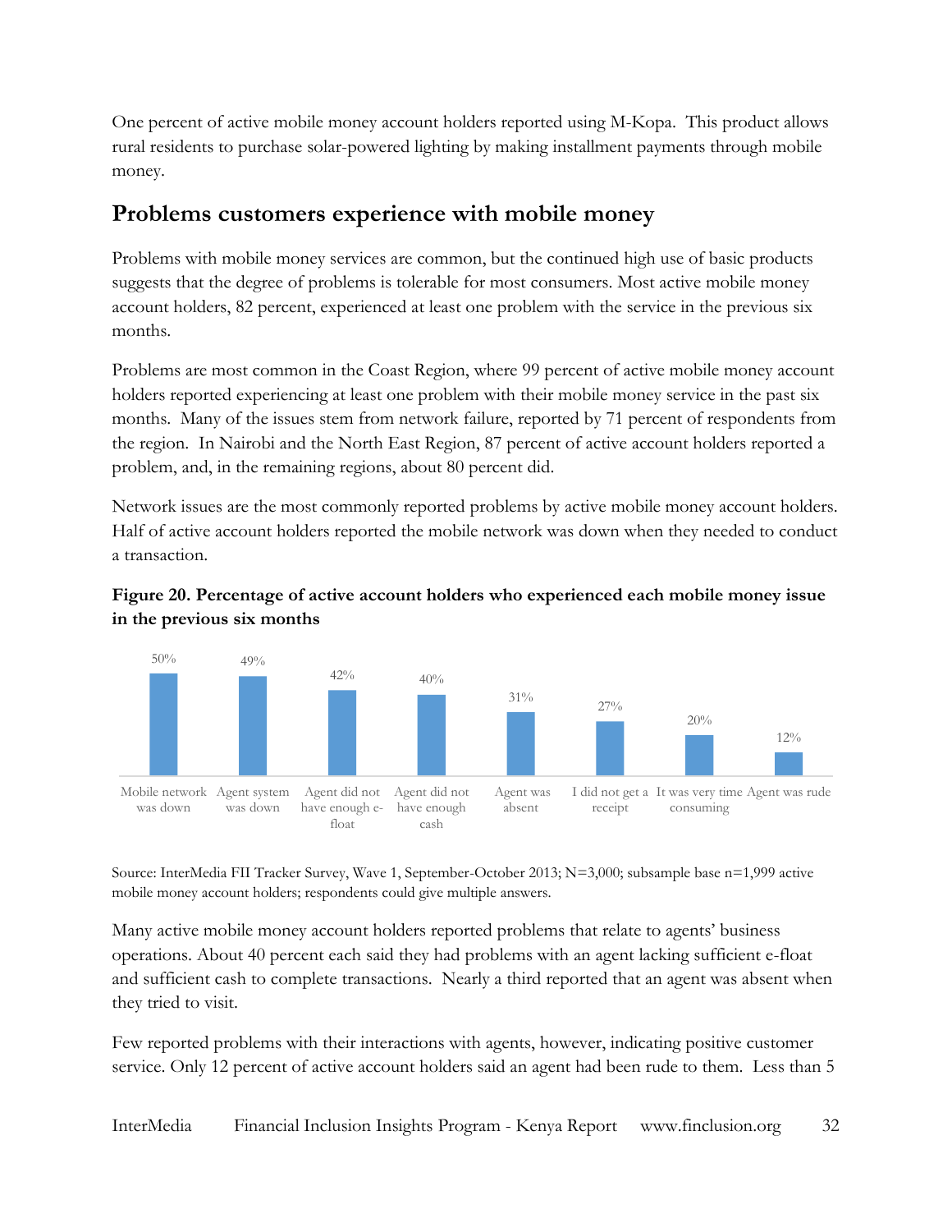One percent of active mobile money account holders reported using M-Kopa. This product allows rural residents to purchase solar-powered lighting by making installment payments through mobile money.

## Problems customers experience with mobile money

Problems with mobile money services are common, but the continued high use of basic products suggests that the degree of problems is tolerable for most consumers. Most active mobile money account holders, 82 percent, experienced at least one problem with the service in the previous six months.

Problems are most common in the Coast Region, where 99 percent of active mobile money account holders reported experiencing at least one problem with their mobile money service in the past six months. Many of the issues stem from network failure, reported by 71 percent of respondents from the region. In Nairobi and the North East Region, 87 percent of active account holders reported a problem, and, in the remaining regions, about 80 percent did.

Network issues are the most commonly reported problems by active mobile money account holders. Half of active account holders reported the mobile network was down when they needed to conduct a transaction.

**Figure 20. Percentage of active account holders who experienced each mobile money issue in the previous six months**

| Issue | Percentage |
|---|---|
| Mobile network was down | 50% |
| Agent system was down | 49% |
| Agent did not have enough e-float | 42% |
| Agent did not have enough cash | 40% |
| Agent was absent | 31% |
| I did not get a receipt | 27% |
| It was very time consuming | 20% |
| Agent was rude | 12% |

Source: InterMedia FII Tracker Survey, Wave 1, September-October 2013; N=3,000; subsample base n=1,999 active mobile money account holders; respondents could give multiple answers.

Many active mobile money account holders reported problems that relate to agents' business operations. About 40 percent each said they had problems with an agent lacking sufficient e-float and sufficient cash to complete transactions. Nearly a third reported that an agent was absent when they tried to visit.

Few reported problems with their interactions with agents, however, indicating positive customer service. Only 12 percent of active account holders said an agent had been rude to them. Less than 5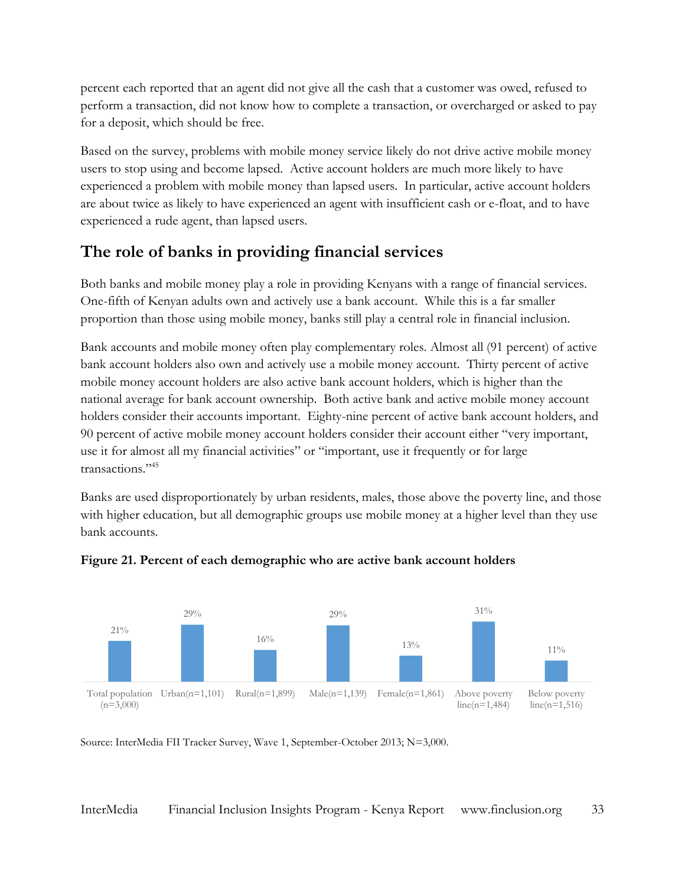percent each reported that an agent did not give all the cash that a customer was owed, refused to perform a transaction, did not know how to complete a transaction, or overcharged or asked to pay for a deposit, which should be free.

Based on the survey, problems with mobile money service likely do not drive active mobile money users to stop using and become lapsed. Active account holders are much more likely to have experienced a problem with mobile money than lapsed users. In particular, active account holders are about twice as likely to have experienced an agent with insufficient cash or e-float, and to have experienced a rude agent, than lapsed users.

## The role of banks in providing financial services

Both banks and mobile money play a role in providing Kenyans with a range of financial services. One-fifth of Kenyan adults own and actively use a bank account. While this is a far smaller proportion than those using mobile money, banks still play a central role in financial inclusion.

Bank accounts and mobile money often play complementary roles. Almost all (91 percent) of active bank account holders also own and actively use a mobile money account. Thirty percent of active mobile money account holders are also active bank account holders, which is higher than the national average for bank account ownership. Both active bank and active mobile money account holders consider their accounts important. Eighty-nine percent of active bank account holders, and 90 percent of active mobile money account holders consider their account either "very important, use it for almost all my financial activities" or "important, use it frequently or for large transactions."[45]

Banks are used disproportionately by urban residents, males, those above the poverty line, and those with higher education, but all demographic groups use mobile money at a higher level than they use bank accounts.

**Figure 21. Percent of each demographic who are active bank account holders**

| Total population (n=3,000) | Urban(n=1,101) | Rural(n=1,899) | Male(n=1,139) | Female(n=1,861) | Above poverty line(n=1,484) | Below poverty line(n=1,516) |
|---|---|---|---|---|---|---|
| 21% | 29% | 16% | 29% | 13% | 31% | 11% |

Source: InterMedia FII Tracker Survey, Wave 1, September-October 2013; N=3,000.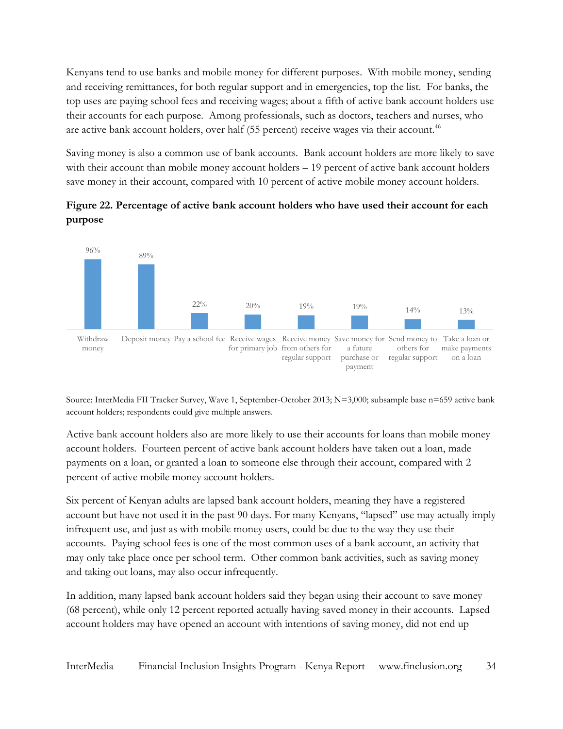Kenyans tend to use banks and mobile money for different purposes. With mobile money, sending and receiving remittances, for both regular support and in emergencies, top the list. For banks, the top uses are paying school fees and receiving wages; about a fifth of active bank account holders use their accounts for each purpose. Among professionals, such as doctors, teachers and nurses, who are active bank account holders, over half (55 percent) receive wages via their account.[46]

Saving money is also a common use of bank accounts. Bank account holders are more likely to save with their account than mobile money account holders – 19 percent of active bank account holders save money in their account, compared with 10 percent of active mobile money account holders.

**Figure 22. Percentage of active bank account holders who have used their account for each purpose**

| Purpose | Percentage |
|---|---|
| Withdraw money | 96% |
| Deposit money | 89% |
| Pay a school fee | 22% |
| Receive wages for primary job | 20% |
| Receive money from others for regular support | 19% |
| Save money for a future purchase or payment | 19% |
| Send money to others for regular support | 14% |
| Take a loan or make payments on a loan | 13% |

Source: InterMedia FII Tracker Survey, Wave 1, September-October 2013; N=3,000; subsample base n=659 active bank account holders; respondents could give multiple answers.

Active bank account holders also are more likely to use their accounts for loans than mobile money account holders. Fourteen percent of active bank account holders have taken out a loan, made payments on a loan, or granted a loan to someone else through their account, compared with 2 percent of active mobile money account holders.

Six percent of Kenyan adults are lapsed bank account holders, meaning they have a registered account but have not used it in the past 90 days. For many Kenyans, "lapsed" use may actually imply infrequent use, and just as with mobile money users, could be due to the way they use their accounts. Paying school fees is one of the most common uses of a bank account, an activity that may only take place once per school term. Other common bank activities, such as saving money and taking out loans, may also occur infrequently.

In addition, many lapsed bank account holders said they began using their account to save money (68 percent), while only 12 percent reported actually having saved money in their accounts. Lapsed account holders may have opened an account with intentions of saving money, did not end up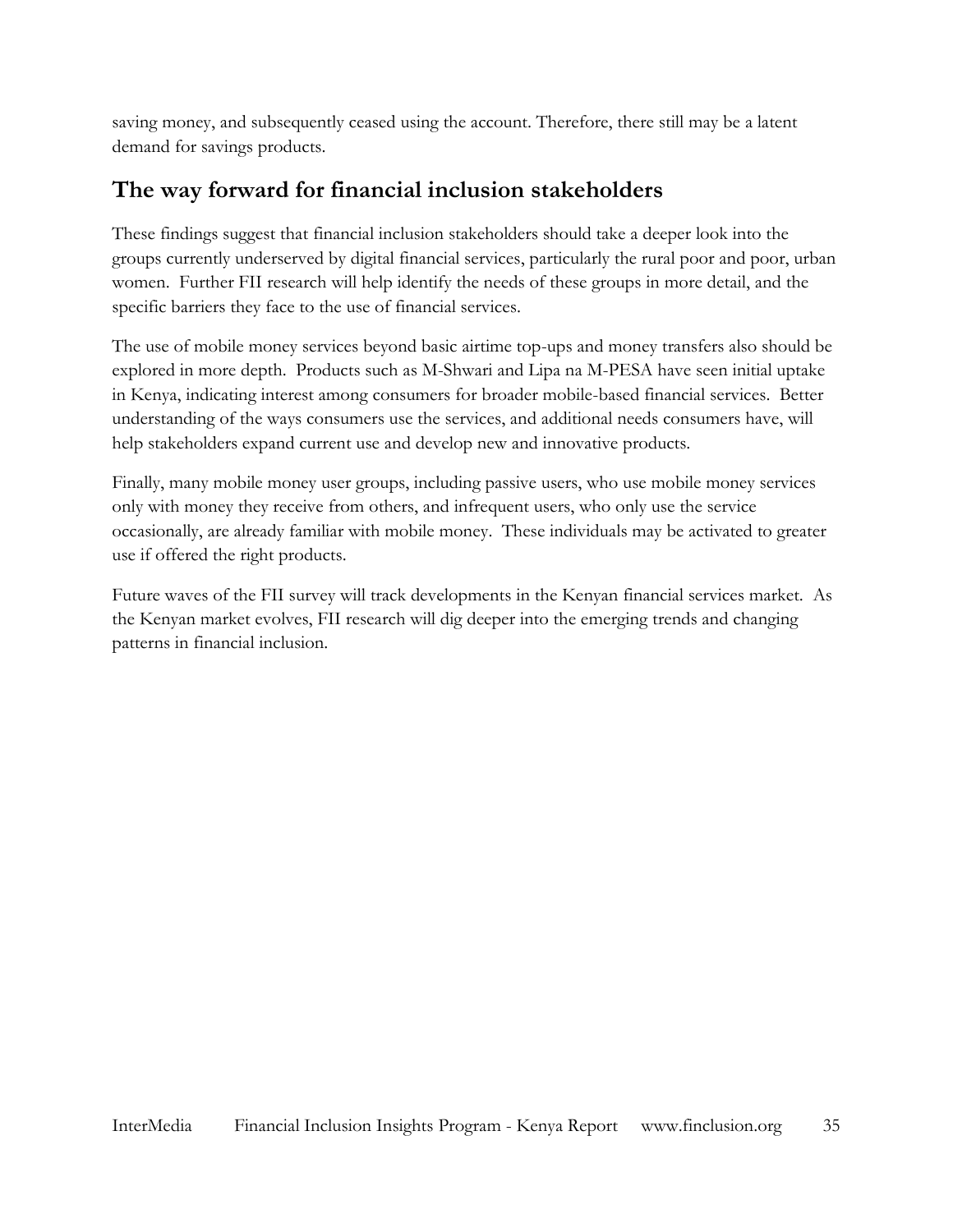saving money, and subsequently ceased using the account. Therefore, there still may be a latent demand for savings products.

## The way forward for financial inclusion stakeholders

These findings suggest that financial inclusion stakeholders should take a deeper look into the groups currently underserved by digital financial services, particularly the rural poor and poor, urban women. Further FII research will help identify the needs of these groups in more detail, and the specific barriers they face to the use of financial services.

The use of mobile money services beyond basic airtime top-ups and money transfers also should be explored in more depth. Products such as M-Shwari and Lipa na M-PESA have seen initial uptake in Kenya, indicating interest among consumers for broader mobile-based financial services. Better understanding of the ways consumers use the services, and additional needs consumers have, will help stakeholders expand current use and develop new and innovative products.

Finally, many mobile money user groups, including passive users, who use mobile money services only with money they receive from others, and infrequent users, who only use the service occasionally, are already familiar with mobile money. These individuals may be activated to greater use if offered the right products.

Future waves of the FII survey will track developments in the Kenyan financial services market. As the Kenyan market evolves, FII research will dig deeper into the emerging trends and changing patterns in financial inclusion.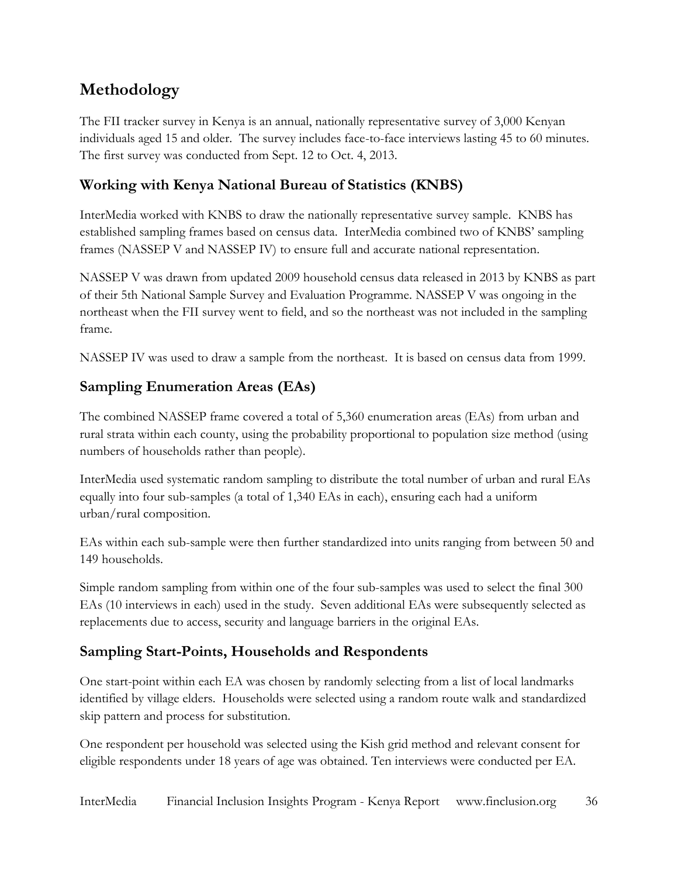# Methodology

The FII tracker survey in Kenya is an annual, nationally representative survey of 3,000 Kenyan individuals aged 15 and older. The survey includes face-to-face interviews lasting 45 to 60 minutes. The first survey was conducted from Sept. 12 to Oct. 4, 2013.

## Working with Kenya National Bureau of Statistics (KNBS)

InterMedia worked with KNBS to draw the nationally representative survey sample. KNBS has established sampling frames based on census data. InterMedia combined two of KNBS' sampling frames (NASSEP V and NASSEP IV) to ensure full and accurate national representation.

NASSEP V was drawn from updated 2009 household census data released in 2013 by KNBS as part of their 5th National Sample Survey and Evaluation Programme. NASSEP V was ongoing in the northeast when the FII survey went to field, and so the northeast was not included in the sampling frame.

NASSEP IV was used to draw a sample from the northeast. It is based on census data from 1999.

## Sampling Enumeration Areas (EAs)

The combined NASSEP frame covered a total of 5,360 enumeration areas (EAs) from urban and rural strata within each county, using the probability proportional to population size method (using numbers of households rather than people).

InterMedia used systematic random sampling to distribute the total number of urban and rural EAs equally into four sub-samples (a total of 1,340 EAs in each), ensuring each had a uniform urban/rural composition.

EAs within each sub-sample were then further standardized into units ranging from between 50 and 149 households.

Simple random sampling from within one of the four sub-samples was used to select the final 300 EAs (10 interviews in each) used in the study. Seven additional EAs were subsequently selected as replacements due to access, security and language barriers in the original EAs.

## Sampling Start-Points, Households and Respondents

One start-point within each EA was chosen by randomly selecting from a list of local landmarks identified by village elders. Households were selected using a random route walk and standardized skip pattern and process for substitution.

One respondent per household was selected using the Kish grid method and relevant consent for eligible respondents under 18 years of age was obtained. Ten interviews were conducted per EA.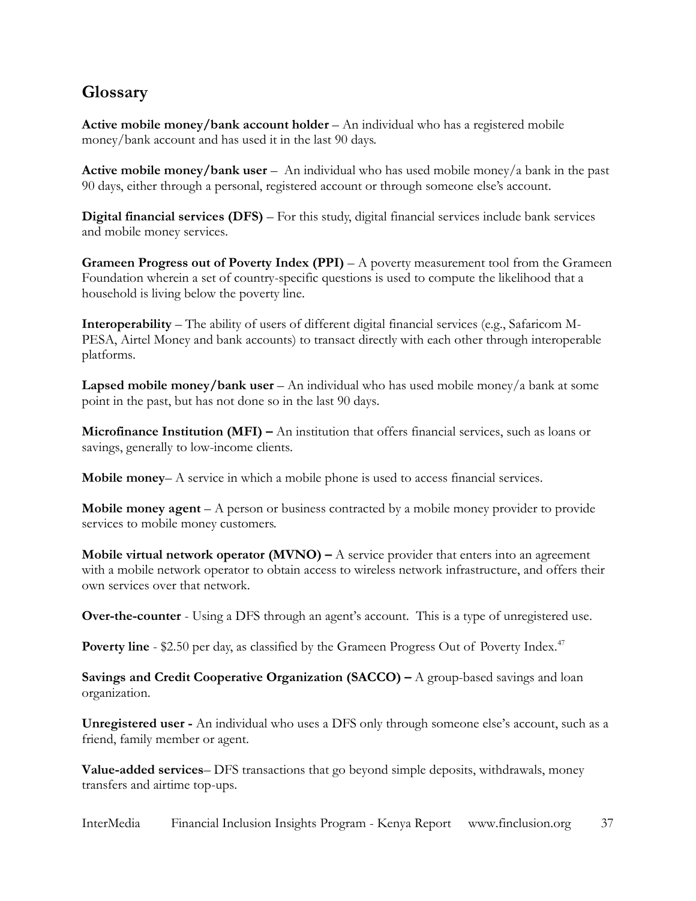## Glossary

**Active mobile money/bank account holder** – An individual who has a registered mobile money/bank account and has used it in the last 90 days.

**Active mobile money/bank user** – An individual who has used mobile money/a bank in the past 90 days, either through a personal, registered account or through someone else's account.

**Digital financial services (DFS)** – For this study, digital financial services include bank services and mobile money services.

**Grameen Progress out of Poverty Index (PPI)** – A poverty measurement tool from the Grameen Foundation wherein a set of country-specific questions is used to compute the likelihood that a household is living below the poverty line.

**Interoperability** – The ability of users of different digital financial services (e.g., Safaricom M-PESA, Airtel Money and bank accounts) to transact directly with each other through interoperable platforms.

**Lapsed mobile money/bank user** – An individual who has used mobile money/a bank at some point in the past, but has not done so in the last 90 days.

**Microfinance Institution (MFI) –** An institution that offers financial services, such as loans or savings, generally to low-income clients.

**Mobile money**– A service in which a mobile phone is used to access financial services.

**Mobile money agent** – A person or business contracted by a mobile money provider to provide services to mobile money customers.

**Mobile virtual network operator (MVNO) –** A service provider that enters into an agreement with a mobile network operator to obtain access to wireless network infrastructure, and offers their own services over that network.

**Over-the-counter** - Using a DFS through an agent's account. This is a type of unregistered use.

**Poverty line** - $2.50 per day, as classified by the Grameen Progress Out of Poverty Index.[47]

**Savings and Credit Cooperative Organization (SACCO) –** A group-based savings and loan organization.

**Unregistered user -** An individual who uses a DFS only through someone else's account, such as a friend, family member or agent.

**Value-added services**– DFS transactions that go beyond simple deposits, withdrawals, money transfers and airtime top-ups.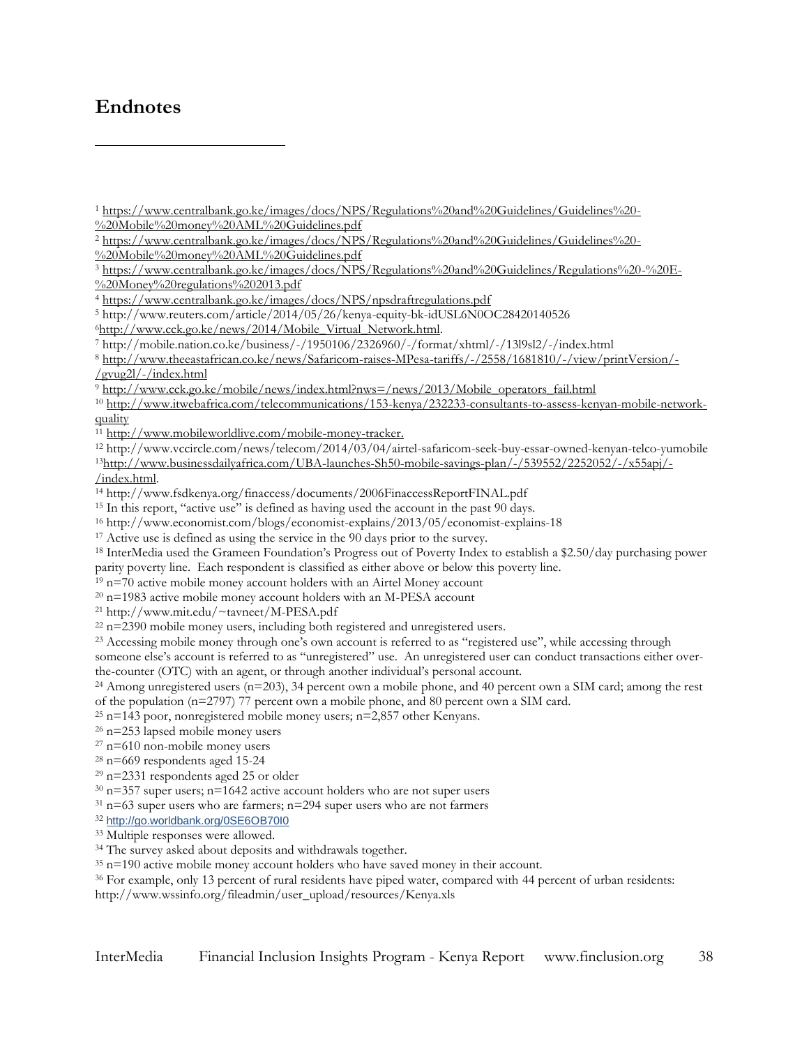## Endnotes

[1] https://www.centralbank.go.ke/images/docs/NPS/Regulations%20and%20Guidelines/Guidelines%20-%20Mobile%20money%20AML%20Guidelines.pdf
[2] https://www.centralbank.go.ke/images/docs/NPS/Regulations%20and%20Guidelines/Guidelines%20-%20Mobile%20money%20AML%20Guidelines.pdf
[3] https://www.centralbank.go.ke/images/docs/NPS/Regulations%20and%20Guidelines/Regulations%20-%20E-%20Money%20regulations%202013.pdf
[4] https://www.centralbank.go.ke/images/docs/NPS/npsdraftregulations.pdf
[5] http://www.reuters.com/article/2014/05/26/kenya-equity-bk-idUSL6N0OC28420140526
[6] http://www.cck.go.ke/news/2014/Mobile_Virtual_Network.html.
[7] http://mobile.nation.co.ke/business/-/1950106/2326960/-/format/xhtml/-/13l9sl2/-/index.html
[8] http://www.theeastafrican.co.ke/news/Safaricom-raises-MPesa-tariffs/-/2558/1681810/-/view/printVersion/-/gvug2l/-/index.html
[9] http://www.cck.go.ke/mobile/news/index.html?nws=/news/2013/Mobile_operators_fail.html
[10] http://www.itwebafrica.com/telecommunications/153-kenya/232233-consultants-to-assess-kenyan-mobile-network-quality
[11] http://www.mobileworldlive.com/mobile-money-tracker.
[12] http://www.vccircle.com/news/telecom/2014/03/04/airtel-safaricom-seek-buy-essar-owned-kenyan-telco-yumobile
[13] http://www.businessdailyafrica.com/UBA-launches-Sh50-mobile-savings-plan/-/539552/2252052/-/x55apj/-/index.html.
[14] http://www.fsdkenya.org/finaccess/documents/2006FinaccessReportFINAL.pdf
[15] In this report, "active use" is defined as having used the account in the past 90 days.
[16] http://www.economist.com/blogs/economist-explains/2013/05/economist-explains-18
[17] Active use is defined as using the service in the 90 days prior to the survey.
[18] InterMedia used the Grameen Foundation's Progress out of Poverty Index to establish a $2.50/day purchasing power parity poverty line. Each respondent is classified as either above or below this poverty line.
[19] n=70 active mobile money account holders with an Airtel Money account
[20] n=1983 active mobile money account holders with an M-PESA account
[21] http://www.mit.edu/~tavneet/M-PESA.pdf
[22] n=2390 mobile money users, including both registered and unregistered users.
[23] Accessing mobile money through one's own account is referred to as "registered use", while accessing through someone else's account is referred to as "unregistered" use. An unregistered user can conduct transactions either over-the-counter (OTC) with an agent, or through another individual's personal account.
[24] Among unregistered users (n=203), 34 percent own a mobile phone, and 40 percent own a SIM card; among the rest of the population (n=2797) 77 percent own a mobile phone, and 80 percent own a SIM card.
[25] n=143 poor, nonregistered mobile money users; n=2,857 other Kenyans.
[26] n=253 lapsed mobile money users
[27] n=610 non-mobile money users
[28] n=669 respondents aged 15-24
[29] n=2331 respondents aged 25 or older
[30] n=357 super users; n=1642 active account holders who are not super users
[31] n=63 super users who are farmers; n=294 super users who are not farmers
[32] http://go.worldbank.org/0SE6OB70I0
[33] Multiple responses were allowed.
[34] The survey asked about deposits and withdrawals together.
[35] n=190 active mobile money account holders who have saved money in their account.
[36] For example, only 13 percent of rural residents have piped water, compared with 44 percent of urban residents: http://www.wssinfo.org/fileadmin/user_upload/resources/Kenya.xls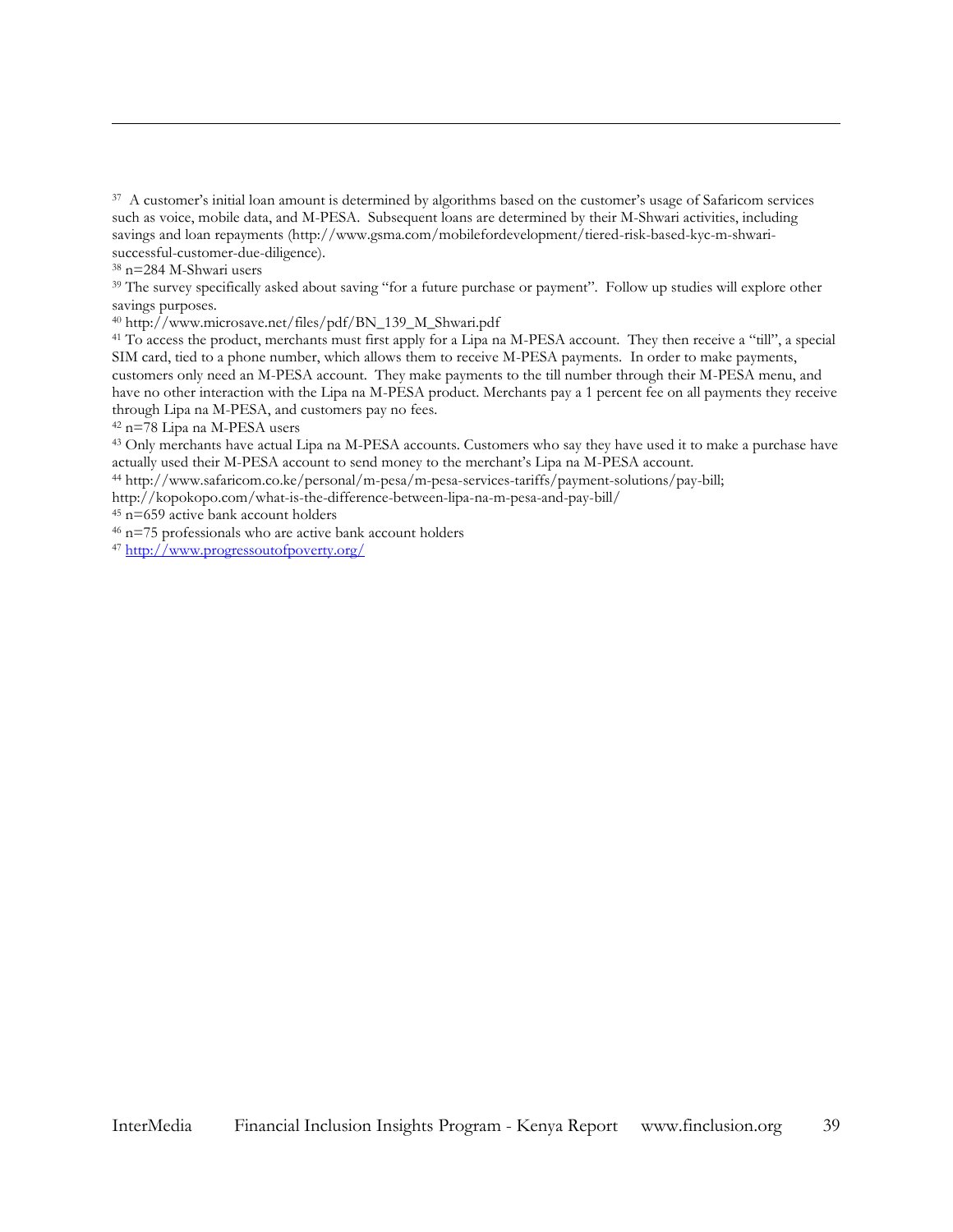---

[37] A customer's initial loan amount is determined by algorithms based on the customer's usage of Safaricom services such as voice, mobile data, and M-PESA. Subsequent loans are determined by their M-Shwari activities, including savings and loan repayments (http://www.gsma.com/mobilefordevelopment/tiered-risk-based-kyc-m-shwari-successful-customer-due-diligence).

[38] n=284 M-Shwari users

[39] The survey specifically asked about saving "for a future purchase or payment". Follow up studies will explore other savings purposes.

[40] http://www.microsave.net/files/pdf/BN_139_M_Shwari.pdf

[41] To access the product, merchants must first apply for a Lipa na M-PESA account. They then receive a "till", a special SIM card, tied to a phone number, which allows them to receive M-PESA payments. In order to make payments, customers only need an M-PESA account. They make payments to the till number through their M-PESA menu, and have no other interaction with the Lipa na M-PESA product. Merchants pay a 1 percent fee on all payments they receive through Lipa na M-PESA, and customers pay no fees.

[42] n=78 Lipa na M-PESA users

[43] Only merchants have actual Lipa na M-PESA accounts. Customers who say they have used it to make a purchase have actually used their M-PESA account to send money to the merchant's Lipa na M-PESA account.

[44] http://www.safaricom.co.ke/personal/m-pesa/m-pesa-services-tariffs/payment-solutions/pay-bill; http://kopokopo.com/what-is-the-difference-between-lipa-na-m-pesa-and-pay-bill/

[45] n=659 active bank account holders

[46] n=75 professionals who are active bank account holders

[47] http://www.progressoutofpoverty.org/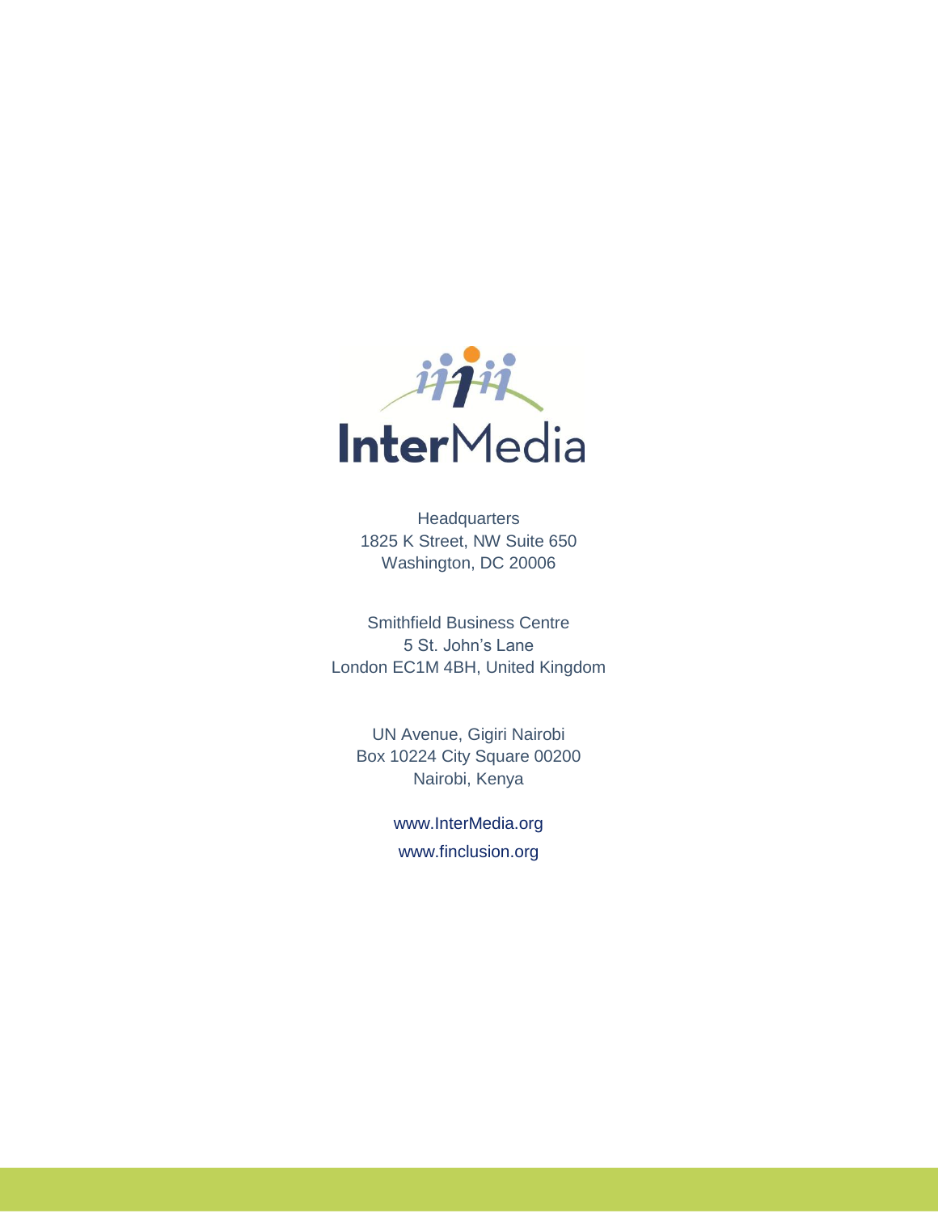InterMedia

Headquarters
1825 K Street, NW Suite 650
Washington, DC 20006

Smithfield Business Centre
5 St. John's Lane
London EC1M 4BH, United Kingdom

UN Avenue, Gigiri Nairobi
Box 10224 City Square 00200
Nairobi, Kenya

www.InterMedia.org

www.finclusion.org